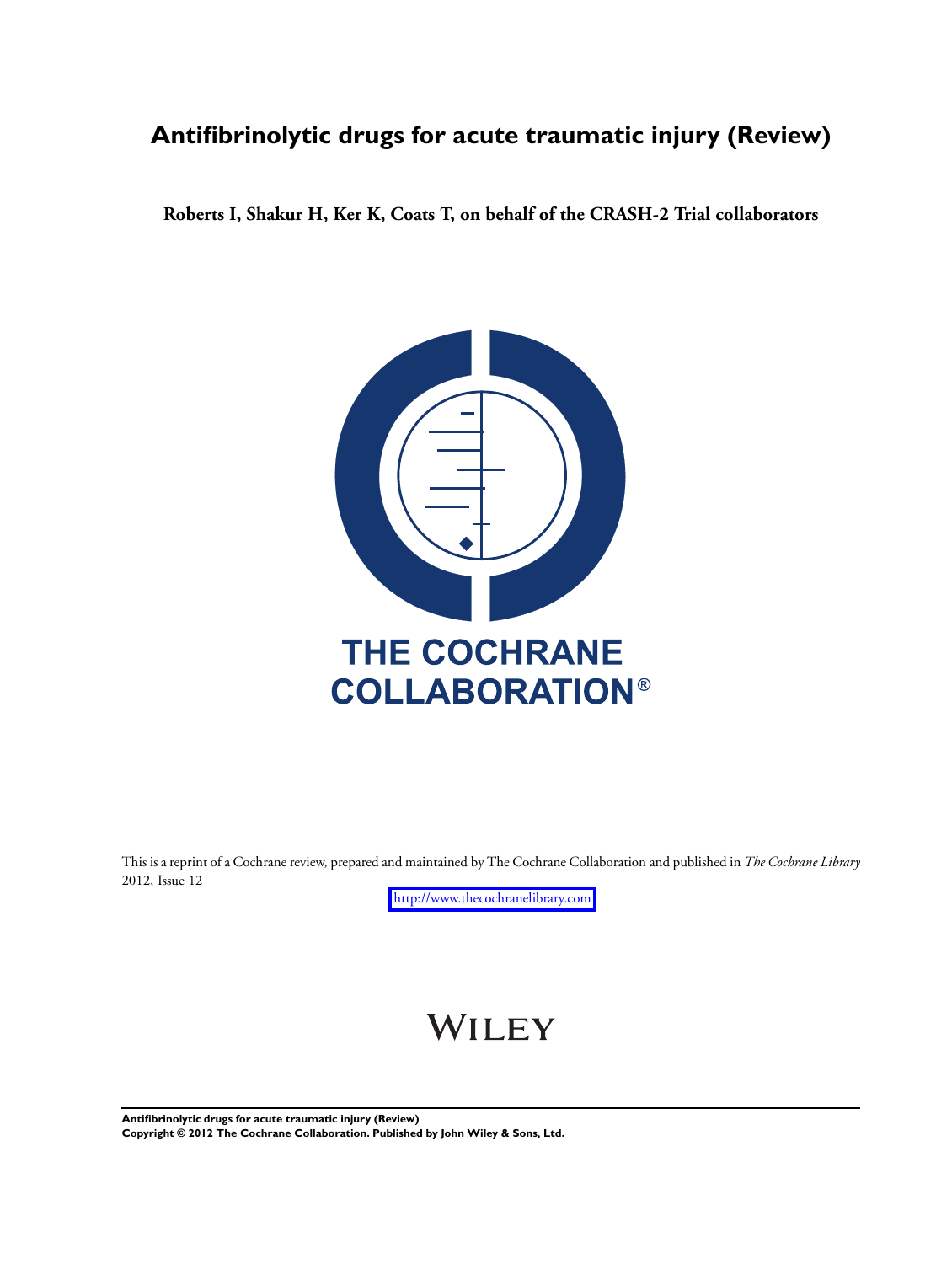# Antifibrinolytic drugs for acute traumatic injury (Review)

**Roberts I, Shakur H, Ker K, Coats T, on behalf of the CRASH-2 Trial collaborators**

THE COCHRANE COLLABORATION®

This is a reprint of a Cochrane review, prepared and maintained by The Cochrane Collaboration and published in *The Cochrane Library* 2012, Issue 12

http://www.thecochranelibrary.com

WILEY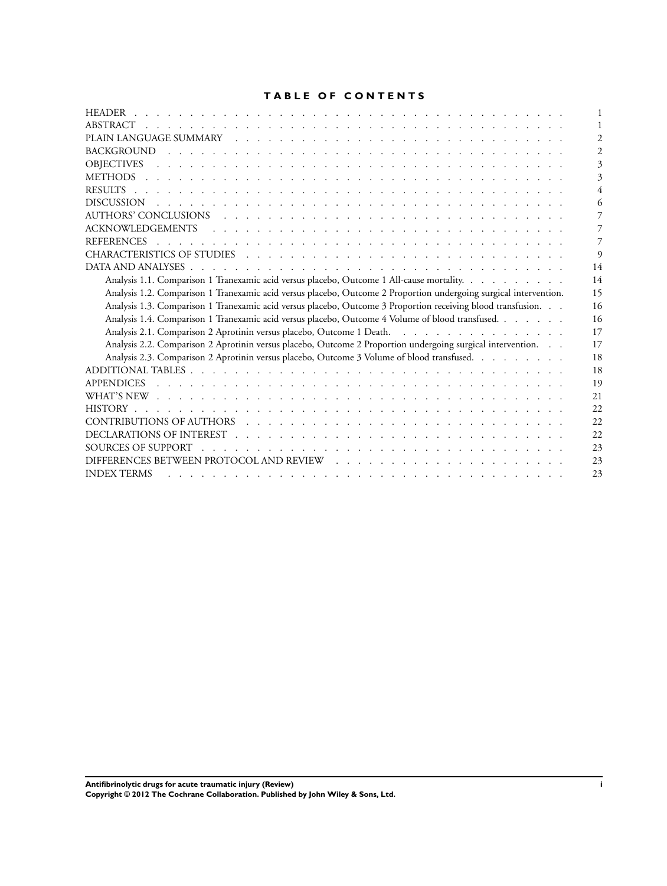# TABLE OF CONTENTS

| | |
|---|---|
| HEADER | 1 |
| ABSTRACT | 1 |
| PLAIN LANGUAGE SUMMARY | 2 |
| BACKGROUND | 2 |
| OBJECTIVES | 3 |
| METHODS | 3 |
| RESULTS | 4 |
| DISCUSSION | 6 |
| AUTHORS' CONCLUSIONS | 7 |
| ACKNOWLEDGEMENTS | 7 |
| REFERENCES | 7 |
| CHARACTERISTICS OF STUDIES | 9 |
| DATA AND ANALYSES | 14 |
| Analysis 1.1. Comparison 1 Tranexamic acid versus placebo, Outcome 1 All-cause mortality. | 14 |
| Analysis 1.2. Comparison 1 Tranexamic acid versus placebo, Outcome 2 Proportion undergoing surgical intervention. | 15 |
| Analysis 1.3. Comparison 1 Tranexamic acid versus placebo, Outcome 3 Proportion receiving blood transfusion. | 16 |
| Analysis 1.4. Comparison 1 Tranexamic acid versus placebo, Outcome 4 Volume of blood transfused. | 16 |
| Analysis 2.1. Comparison 2 Aprotinin versus placebo, Outcome 1 Death. | 17 |
| Analysis 2.2. Comparison 2 Aprotinin versus placebo, Outcome 2 Proportion undergoing surgical intervention. | 17 |
| Analysis 2.3. Comparison 2 Aprotinin versus placebo, Outcome 3 Volume of blood transfused. | 18 |
| ADDITIONAL TABLES | 18 |
| APPENDICES | 19 |
| WHAT'S NEW | 21 |
| HISTORY | 22 |
| CONTRIBUTIONS OF AUTHORS | 22 |
| DECLARATIONS OF INTEREST | 22 |
| SOURCES OF SUPPORT | 23 |
| DIFFERENCES BETWEEN PROTOCOL AND REVIEW | 23 |
| INDEX TERMS | 23 |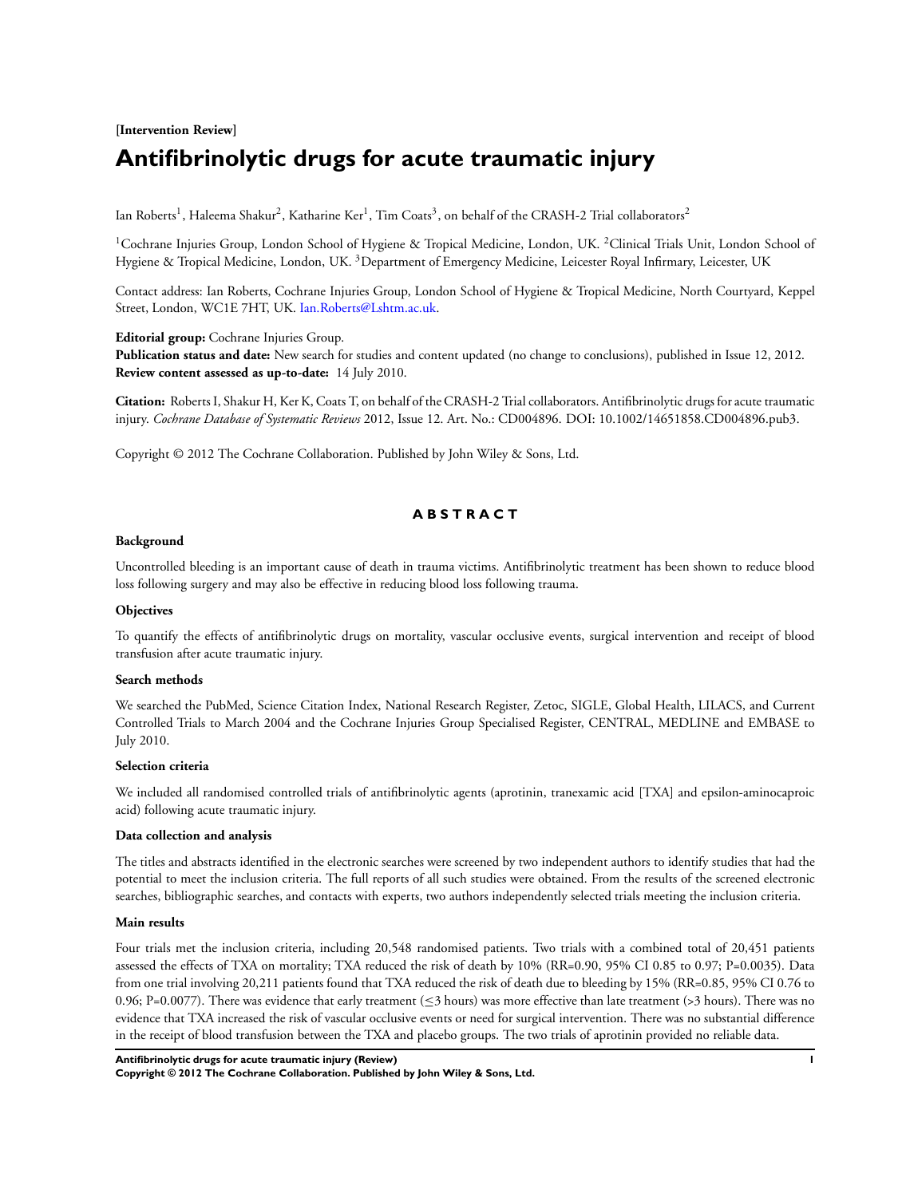**[Intervention Review]**

# Antifibrinolytic drugs for acute traumatic injury

Ian Roberts[1], Haleema Shakur[2], Katharine Ker[1], Tim Coats[3], on behalf of the CRASH-2 Trial collaborators[2]

[1]Cochrane Injuries Group, London School of Hygiene & Tropical Medicine, London, UK. [2]Clinical Trials Unit, London School of Hygiene & Tropical Medicine, London, UK. [3]Department of Emergency Medicine, Leicester Royal Infirmary, Leicester, UK

Contact address: Ian Roberts, Cochrane Injuries Group, London School of Hygiene & Tropical Medicine, North Courtyard, Keppel Street, London, WC1E 7HT, UK. Ian.Roberts@Lshtm.ac.uk.

**Editorial group:** Cochrane Injuries Group.
**Publication status and date:** New search for studies and content updated (no change to conclusions), published in Issue 12, 2012.
**Review content assessed as up-to-date:** 14 July 2010.

**Citation:** Roberts I, Shakur H, Ker K, Coats T, on behalf of the CRASH-2 Trial collaborators. Antifibrinolytic drugs for acute traumatic injury. *Cochrane Database of Systematic Reviews* 2012, Issue 12. Art. No.: CD004896. DOI: 10.1002/14651858.CD004896.pub3.

Copyright © 2012 The Cochrane Collaboration. Published by John Wiley & Sons, Ltd.

## ABSTRACT

### Background

Uncontrolled bleeding is an important cause of death in trauma victims. Antifibrinolytic treatment has been shown to reduce blood loss following surgery and may also be effective in reducing blood loss following trauma.

### Objectives

To quantify the effects of antifibrinolytic drugs on mortality, vascular occlusive events, surgical intervention and receipt of blood transfusion after acute traumatic injury.

### Search methods

We searched the PubMed, Science Citation Index, National Research Register, Zetoc, SIGLE, Global Health, LILACS, and Current Controlled Trials to March 2004 and the Cochrane Injuries Group Specialised Register, CENTRAL, MEDLINE and EMBASE to July 2010.

### Selection criteria

We included all randomised controlled trials of antifibrinolytic agents (aprotinin, tranexamic acid [TXA] and epsilon-aminocaproic acid) following acute traumatic injury.

### Data collection and analysis

The titles and abstracts identified in the electronic searches were screened by two independent authors to identify studies that had the potential to meet the inclusion criteria. The full reports of all such studies were obtained. From the results of the screened electronic searches, bibliographic searches, and contacts with experts, two authors independently selected trials meeting the inclusion criteria.

### Main results

Four trials met the inclusion criteria, including 20,548 randomised patients. Two trials with a combined total of 20,451 patients assessed the effects of TXA on mortality; TXA reduced the risk of death by 10% (RR=0.90, 95% CI 0.85 to 0.97; P=0.0035). Data from one trial involving 20,211 patients found that TXA reduced the risk of death due to bleeding by 15% (RR=0.85, 95% CI 0.76 to 0.96; P=0.0077). There was evidence that early treatment (≤3 hours) was more effective than late treatment (>3 hours). There was no evidence that TXA increased the risk of vascular occlusive events or need for surgical intervention. There was no substantial difference in the receipt of blood transfusion between the TXA and placebo groups. The two trials of aprotinin provided no reliable data.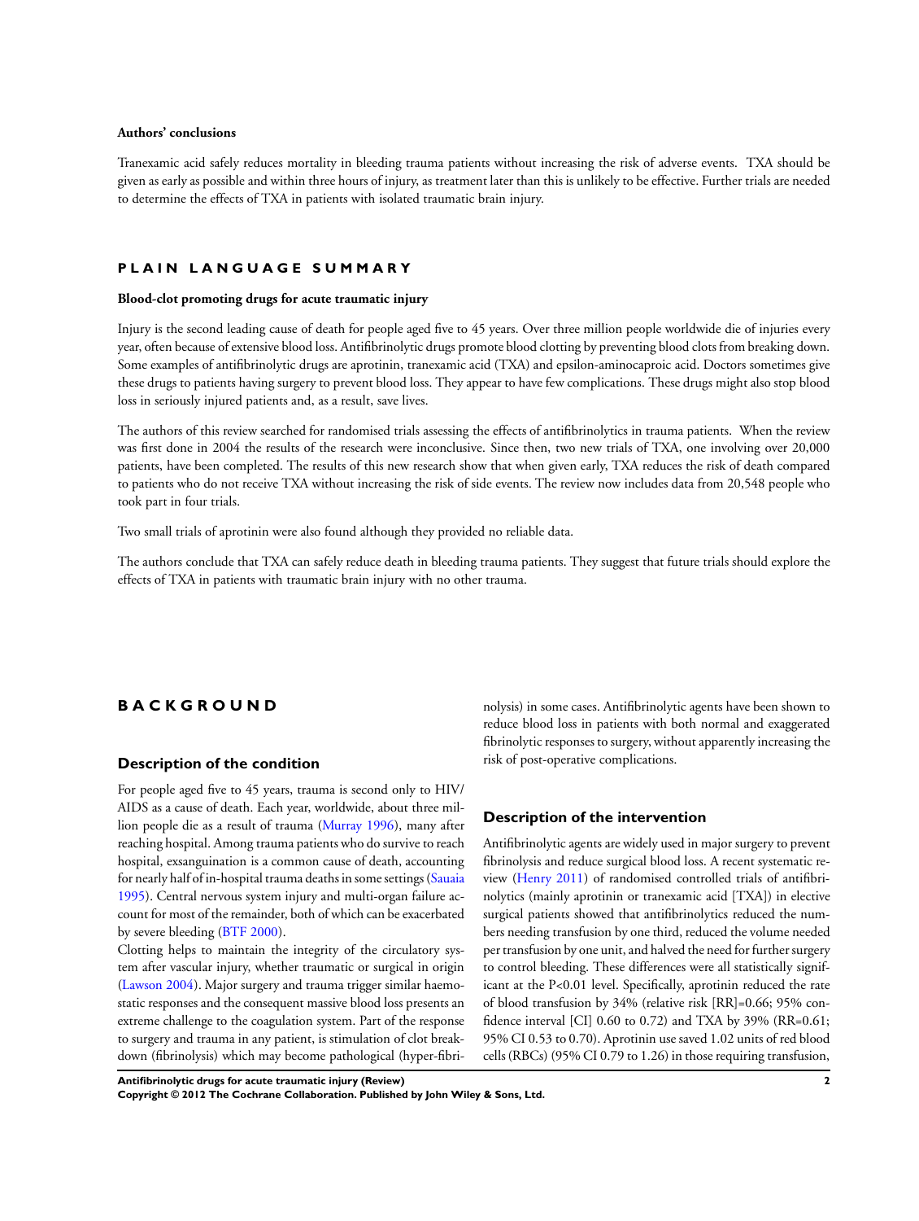**Authors' conclusions**

Tranexamic acid safely reduces mortality in bleeding trauma patients without increasing the risk of adverse events. TXA should be given as early as possible and within three hours of injury, as treatment later than this is unlikely to be effective. Further trials are needed to determine the effects of TXA in patients with isolated traumatic brain injury.

# PLAIN LANGUAGE SUMMARY

**Blood-clot promoting drugs for acute traumatic injury**

Injury is the second leading cause of death for people aged five to 45 years. Over three million people worldwide die of injuries every year, often because of extensive blood loss. Antifibrinolytic drugs promote blood clotting by preventing blood clots from breaking down. Some examples of antifibrinolytic drugs are aprotinin, tranexamic acid (TXA) and epsilon-aminocaproic acid. Doctors sometimes give these drugs to patients having surgery to prevent blood loss. They appear to have few complications. These drugs might also stop blood loss in seriously injured patients and, as a result, save lives.

The authors of this review searched for randomised trials assessing the effects of antifibrinolytics in trauma patients. When the review was first done in 2004 the results of the research were inconclusive. Since then, two new trials of TXA, one involving over 20,000 patients, have been completed. The results of this new research show that when given early, TXA reduces the risk of death compared to patients who do not receive TXA without increasing the risk of side events. The review now includes data from 20,548 people who took part in four trials.

Two small trials of aprotinin were also found although they provided no reliable data.

The authors conclude that TXA can safely reduce death in bleeding trauma patients. They suggest that future trials should explore the effects of TXA in patients with traumatic brain injury with no other trauma.

# BACKGROUND

## Description of the condition

For people aged five to 45 years, trauma is second only to HIV/AIDS as a cause of death. Each year, worldwide, about three million people die as a result of trauma (Murray 1996), many after reaching hospital. Among trauma patients who do survive to reach hospital, exsanguination is a common cause of death, accounting for nearly half of in-hospital trauma deaths in some settings (Sauaia 1995). Central nervous system injury and multi-organ failure account for most of the remainder, both of which can be exacerbated by severe bleeding (BTF 2000).

Clotting helps to maintain the integrity of the circulatory system after vascular injury, whether traumatic or surgical in origin (Lawson 2004). Major surgery and trauma trigger similar haemostatic responses and the consequent massive blood loss presents an extreme challenge to the coagulation system. Part of the response to surgery and trauma in any patient, is stimulation of clot breakdown (fibrinolysis) which may become pathological (hyper-fibrinolysis) in some cases. Antifibrinolytic agents have been shown to reduce blood loss in patients with both normal and exaggerated fibrinolytic responses to surgery, without apparently increasing the risk of post-operative complications.

## Description of the intervention

Antifibrinolytic agents are widely used in major surgery to prevent fibrinolysis and reduce surgical blood loss. A recent systematic review (Henry 2011) of randomised controlled trials of antifibrinolytics (mainly aprotinin or tranexamic acid [TXA]) in elective surgical patients showed that antifibrinolytics reduced the numbers needing transfusion by one third, reduced the volume needed per transfusion by one unit, and halved the need for further surgery to control bleeding. These differences were all statistically significant at the $P<0.01$ level. Specifically, aprotinin reduced the rate of blood transfusion by 34% (relative risk [RR]=0.66; 95% confidence interval [CI] 0.60 to 0.72) and TXA by 39% (RR=0.61; 95% CI 0.53 to 0.70). Aprotinin use saved 1.02 units of red blood cells (RBCs) (95% CI 0.79 to 1.26) in those requiring transfusion,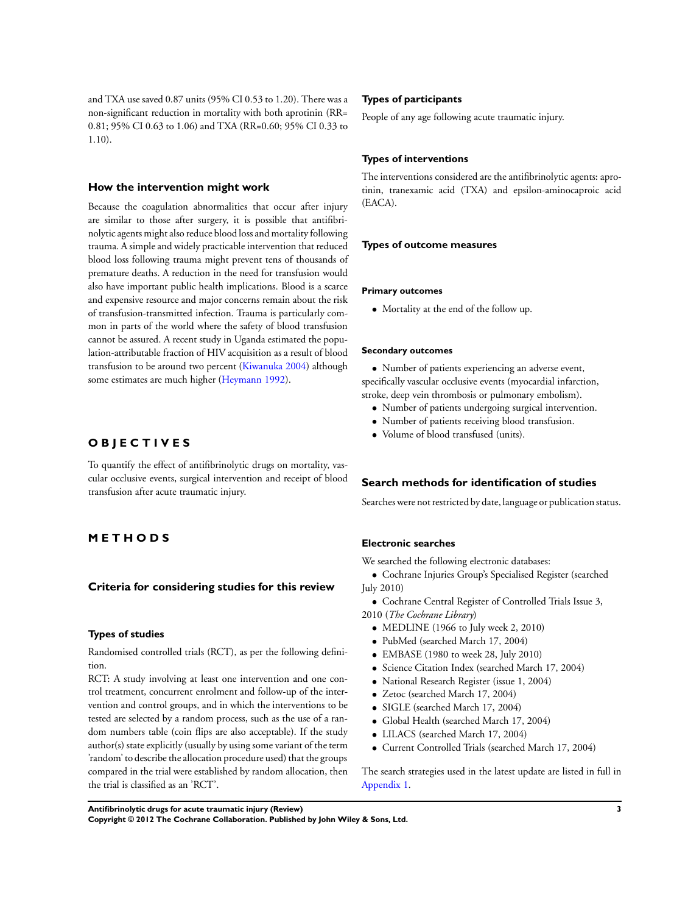and TXA use saved 0.87 units (95% CI 0.53 to 1.20). There was a non-significant reduction in mortality with both aprotinin (RR= 0.81; 95% CI 0.63 to 1.06) and TXA (RR=0.60; 95% CI 0.33 to 1.10).

### How the intervention might work

Because the coagulation abnormalities that occur after injury are similar to those after surgery, it is possible that antifibrinolytic agents might also reduce blood loss and mortality following trauma. A simple and widely practicable intervention that reduced blood loss following trauma might prevent tens of thousands of premature deaths. A reduction in the need for transfusion would also have important public health implications. Blood is a scarce and expensive resource and major concerns remain about the risk of transfusion-transmitted infection. Trauma is particularly common in parts of the world where the safety of blood transfusion cannot be assured. A recent study in Uganda estimated the population-attributable fraction of HIV acquisition as a result of blood transfusion to be around two percent (Kiwanuka 2004) although some estimates are much higher (Heymann 1992).

# OBJECTIVES

To quantify the effect of antifibrinolytic drugs on mortality, vascular occlusive events, surgical intervention and receipt of blood transfusion after acute traumatic injury.

# METHODS

## Criteria for considering studies for this review

### Types of studies

Randomised controlled trials (RCT), as per the following definition.

RCT: A study involving at least one intervention and one control treatment, concurrent enrolment and follow-up of the intervention and control groups, and in which the interventions to be tested are selected by a random process, such as the use of a random numbers table (coin flips are also acceptable). If the study author(s) state explicitly (usually by using some variant of the term 'random' to describe the allocation procedure used) that the groups compared in the trial were established by random allocation, then the trial is classified as an 'RCT'.

### Types of participants

People of any age following acute traumatic injury.

### Types of interventions

The interventions considered are the antifibrinolytic agents: aprotinin, tranexamic acid (TXA) and epsilon-aminocaproic acid (EACA).

### Types of outcome measures

#### Primary outcomes

- Mortality at the end of the follow up.

#### Secondary outcomes

- Number of patients experiencing an adverse event, specifically vascular occlusive events (myocardial infarction, stroke, deep vein thrombosis or pulmonary embolism).
- Number of patients undergoing surgical intervention.
- Number of patients receiving blood transfusion.
- Volume of blood transfused (units).

## Search methods for identification of studies

Searches were not restricted by date, language or publication status.

### Electronic searches

We searched the following electronic databases:

- Cochrane Injuries Group's Specialised Register (searched July 2010)
- Cochrane Central Register of Controlled Trials Issue 3, 2010 (*The Cochrane Library*)
- MEDLINE (1966 to July week 2, 2010)
- PubMed (searched March 17, 2004)
- EMBASE (1980 to week 28, July 2010)
- Science Citation Index (searched March 17, 2004)
- National Research Register (issue 1, 2004)
- Zetoc (searched March 17, 2004)
- SIGLE (searched March 17, 2004)
- Global Health (searched March 17, 2004)
- LILACS (searched March 17, 2004)
- Current Controlled Trials (searched March 17, 2004)

The search strategies used in the latest update are listed in full in Appendix 1.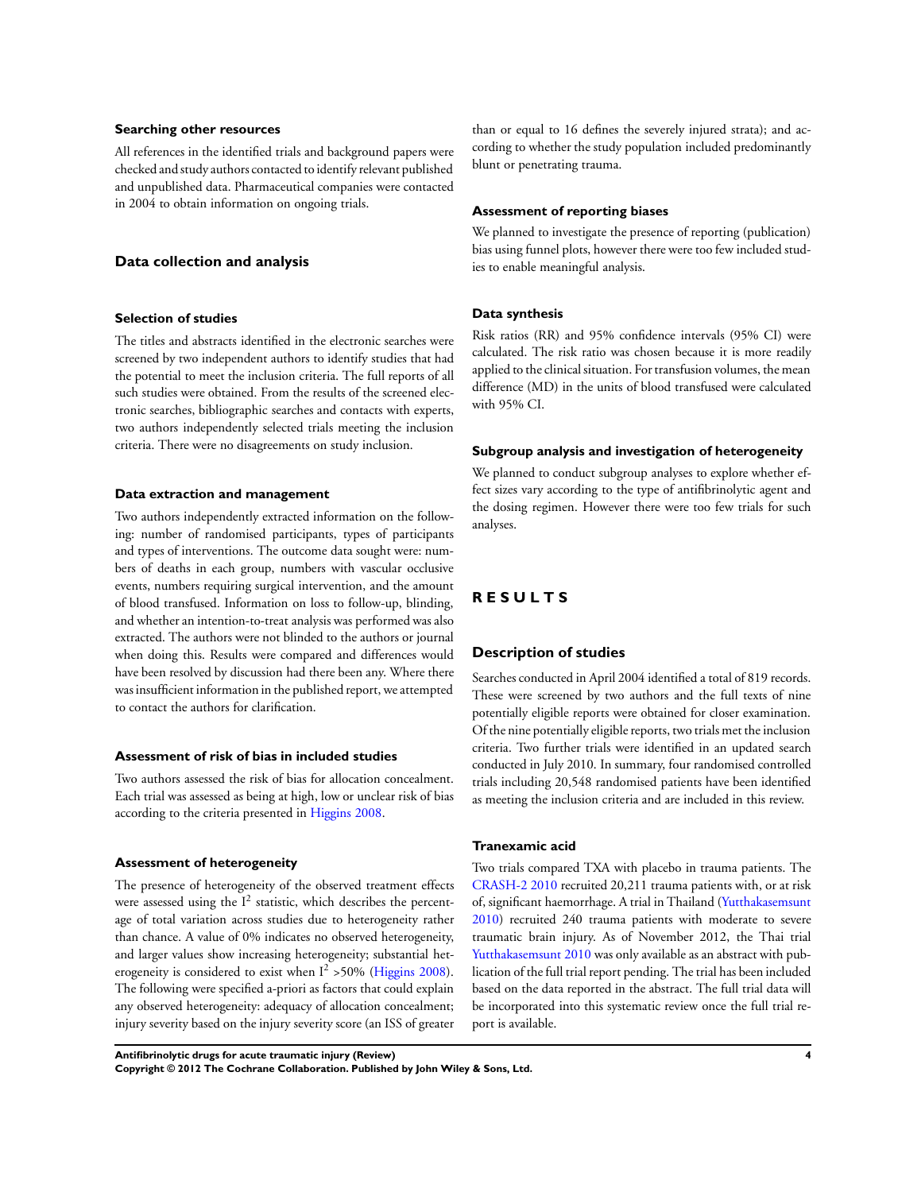### Searching other resources

All references in the identified trials and background papers were checked and study authors contacted to identify relevant published and unpublished data. Pharmaceutical companies were contacted in 2004 to obtain information on ongoing trials.

## Data collection and analysis

### Selection of studies

The titles and abstracts identified in the electronic searches were screened by two independent authors to identify studies that had the potential to meet the inclusion criteria. The full reports of all such studies were obtained. From the results of the screened electronic searches, bibliographic searches and contacts with experts, two authors independently selected trials meeting the inclusion criteria. There were no disagreements on study inclusion.

### Data extraction and management

Two authors independently extracted information on the following: number of randomised participants, types of participants and types of interventions. The outcome data sought were: numbers of deaths in each group, numbers with vascular occlusive events, numbers requiring surgical intervention, and the amount of blood transfused. Information on loss to follow-up, blinding, and whether an intention-to-treat analysis was performed was also extracted. The authors were not blinded to the authors or journal when doing this. Results were compared and differences would have been resolved by discussion had there been any. Where there was insufficient information in the published report, we attempted to contact the authors for clarification.

### Assessment of risk of bias in included studies

Two authors assessed the risk of bias for allocation concealment. Each trial was assessed as being at high, low or unclear risk of bias according to the criteria presented in Higgins 2008.

### Assessment of heterogeneity

The presence of heterogeneity of the observed treatment effects were assessed using the $I^2$ statistic, which describes the percentage of total variation across studies due to heterogeneity rather than chance. A value of 0% indicates no observed heterogeneity, and larger values show increasing heterogeneity; substantial heterogeneity is considered to exist when $I^2$ >50% (Higgins 2008). The following were specified a-priori as factors that could explain any observed heterogeneity: adequacy of allocation concealment; injury severity based on the injury severity score (an ISS of greater than or equal to 16 defines the severely injured strata); and according to whether the study population included predominantly blunt or penetrating trauma.

### Assessment of reporting biases

We planned to investigate the presence of reporting (publication) bias using funnel plots, however there were too few included studies to enable meaningful analysis.

### Data synthesis

Risk ratios (RR) and 95% confidence intervals (95% CI) were calculated. The risk ratio was chosen because it is more readily applied to the clinical situation. For transfusion volumes, the mean difference (MD) in the units of blood transfused were calculated with 95% CI.

### Subgroup analysis and investigation of heterogeneity

We planned to conduct subgroup analyses to explore whether effect sizes vary according to the type of antifibrinolytic agent and the dosing regimen. However there were too few trials for such analyses.

# RESULTS

## Description of studies

Searches conducted in April 2004 identified a total of 819 records. These were screened by two authors and the full texts of nine potentially eligible reports were obtained for closer examination. Of the nine potentially eligible reports, two trials met the inclusion criteria. Two further trials were identified in an updated search conducted in July 2010. In summary, four randomised controlled trials including 20,548 randomised patients have been identified as meeting the inclusion criteria and are included in this review.

### Tranexamic acid

Two trials compared TXA with placebo in trauma patients. The CRASH-2 2010 recruited 20,211 trauma patients with, or at risk of, significant haemorrhage. A trial in Thailand (Yutthakasemsunt 2010) recruited 240 trauma patients with moderate to severe traumatic brain injury. As of November 2012, the Thai trial Yutthakasemsunt 2010 was only available as an abstract with publication of the full trial report pending. The trial has been included based on the data reported in the abstract. The full trial data will be incorporated into this systematic review once the full trial report is available.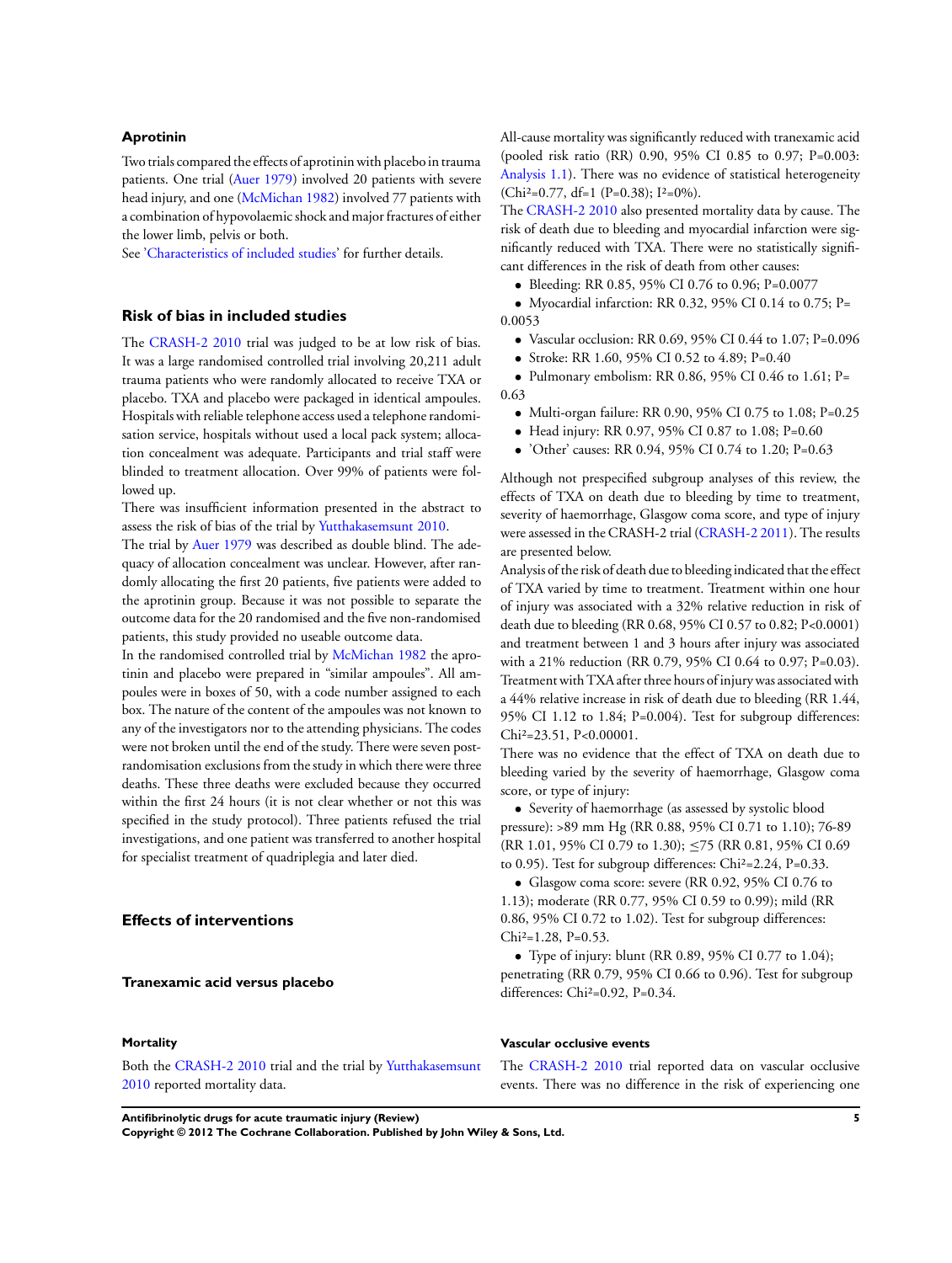### Aprotinin

Two trials compared the effects of aprotinin with placebo in trauma patients. One trial (Auer 1979) involved 20 patients with severe head injury, and one (McMichan 1982) involved 77 patients with a combination of hypovolaemic shock and major fractures of either the lower limb, pelvis or both.

See 'Characteristics of included studies' for further details.

## Risk of bias in included studies

The CRASH-2 2010 trial was judged to be at low risk of bias. It was a large randomised controlled trial involving 20,211 adult trauma patients who were randomly allocated to receive TXA or placebo. TXA and placebo were packaged in identical ampoules. Hospitals with reliable telephone access used a telephone randomisation service, hospitals without used a local pack system; allocation concealment was adequate. Participants and trial staff were blinded to treatment allocation. Over 99% of patients were followed up.

There was insufficient information presented in the abstract to assess the risk of bias of the trial by Yutthakasemsunt 2010.

The trial by Auer 1979 was described as double blind. The adequacy of allocation concealment was unclear. However, after randomly allocating the first 20 patients, five patients were added to the aprotinin group. Because it was not possible to separate the outcome data for the 20 randomised and the five non-randomised patients, this study provided no useable outcome data.

In the randomised controlled trial by McMichan 1982 the aprotinin and placebo were prepared in "similar ampoules". All ampoules were in boxes of 50, with a code number assigned to each box. The nature of the content of the ampoules was not known to any of the investigators nor to the attending physicians. The codes were not broken until the end of the study. There were seven post-randomisation exclusions from the study in which there were three deaths. These three deaths were excluded because they occurred within the first 24 hours (it is not clear whether or not this was specified in the study protocol). Three patients refused the trial investigations, and one patient was transferred to another hospital for specialist treatment of quadriplegia and later died.

## Effects of interventions

### Tranexamic acid versus placebo

#### Mortality

Both the CRASH-2 2010 trial and the trial by Yutthakasemsunt 2010 reported mortality data.

All-cause mortality was significantly reduced with tranexamic acid (pooled risk ratio (RR) 0.90, 95% CI 0.85 to 0.97; P=0.003: Analysis 1.1). There was no evidence of statistical heterogeneity ($Chi^2$=0.77, df=1 (P=0.38); $I^2$=0%).

The CRASH-2 2010 also presented mortality data by cause. The risk of death due to bleeding and myocardial infarction were significantly reduced with TXA. There were no statistically significant differences in the risk of death from other causes:

- Bleeding: RR 0.85, 95% CI 0.76 to 0.96; P=0.0077
- Myocardial infarction: RR 0.32, 95% CI 0.14 to 0.75; P=0.0053
- Vascular occlusion: RR 0.69, 95% CI 0.44 to 1.07; P=0.096
- Stroke: RR 1.60, 95% CI 0.52 to 4.89; P=0.40
- Pulmonary embolism: RR 0.86, 95% CI 0.46 to 1.61; P=0.63
- Multi-organ failure: RR 0.90, 95% CI 0.75 to 1.08; P=0.25
- Head injury: RR 0.97, 95% CI 0.87 to 1.08; P=0.60
- 'Other' causes: RR 0.94, 95% CI 0.74 to 1.20; P=0.63

Although not prespecified subgroup analyses of this review, the effects of TXA on death due to bleeding by time to treatment, severity of haemorrhage, Glasgow coma score, and type of injury were assessed in the CRASH-2 trial (CRASH-2 2011). The results are presented below.

Analysis of the risk of death due to bleeding indicated that the effect of TXA varied by time to treatment. Treatment within one hour of injury was associated with a 32% relative reduction in risk of death due to bleeding (RR 0.68, 95% CI 0.57 to 0.82; P<0.0001) and treatment between 1 and 3 hours after injury was associated with a 21% reduction (RR 0.79, 95% CI 0.64 to 0.97; P=0.03). Treatment with TXA after three hours of injury was associated with a 44% relative increase in risk of death due to bleeding (RR 1.44, 95% CI 1.12 to 1.84; P=0.004). Test for subgroup differences: $Chi^2$=23.51, P<0.00001.

There was no evidence that the effect of TXA on death due to bleeding varied by the severity of haemorrhage, Glasgow coma score, or type of injury:

- Severity of haemorrhage (as assessed by systolic blood pressure): >89 mm Hg (RR 0.88, 95% CI 0.71 to 1.10); 76-89 (RR 1.01, 95% CI 0.79 to 1.30); ≤75 (RR 0.81, 95% CI 0.69 to 0.95). Test for subgroup differences: $Chi^2$=2.24, P=0.33.
- Glasgow coma score: severe (RR 0.92, 95% CI 0.76 to 1.13); moderate (RR 0.77, 95% CI 0.59 to 0.99); mild (RR 0.86, 95% CI 0.72 to 1.02). Test for subgroup differences: $Chi^2$=1.28, P=0.53.
- Type of injury: blunt (RR 0.89, 95% CI 0.77 to 1.04); penetrating (RR 0.79, 95% CI 0.66 to 0.96). Test for subgroup differences: $Chi^2$=0.92, P=0.34.

#### Vascular occlusive events

The CRASH-2 2010 trial reported data on vascular occlusive events. There was no difference in the risk of experiencing one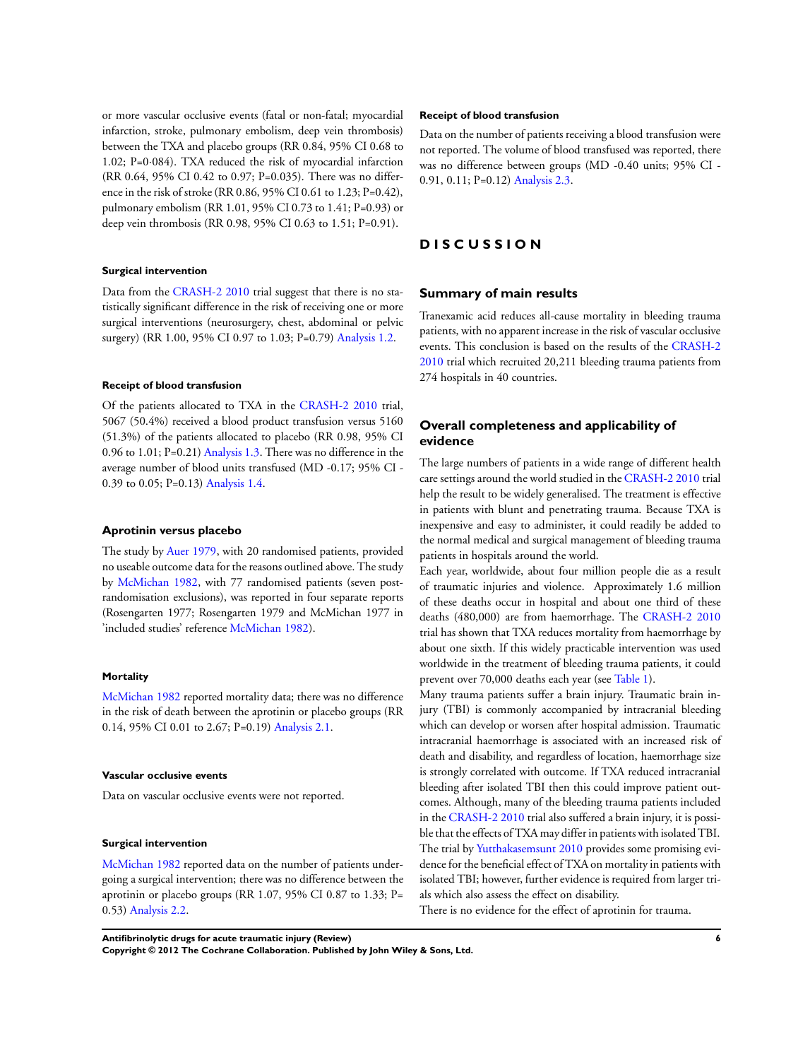or more vascular occlusive events (fatal or non-fatal; myocardial infarction, stroke, pulmonary embolism, deep vein thrombosis) between the TXA and placebo groups (RR 0.84, 95% CI 0.68 to 1.02; P=0·084). TXA reduced the risk of myocardial infarction (RR 0.64, 95% CI 0.42 to 0.97; P=0.035). There was no difference in the risk of stroke (RR 0.86, 95% CI 0.61 to 1.23; P=0.42), pulmonary embolism (RR 1.01, 95% CI 0.73 to 1.41; P=0.93) or deep vein thrombosis (RR 0.98, 95% CI 0.63 to 1.51; P=0.91).

#### Surgical intervention

Data from the CRASH-2 2010 trial suggest that there is no statistically significant difference in the risk of receiving one or more surgical interventions (neurosurgery, chest, abdominal or pelvic surgery) (RR 1.00, 95% CI 0.97 to 1.03; P=0.79) Analysis 1.2.

#### Receipt of blood transfusion

Of the patients allocated to TXA in the CRASH-2 2010 trial, 5067 (50.4%) received a blood product transfusion versus 5160 (51.3%) of the patients allocated to placebo (RR 0.98, 95% CI 0.96 to 1.01; P=0.21) Analysis 1.3. There was no difference in the average number of blood units transfused (MD -0.17; 95% CI -0.39 to 0.05; P=0.13) Analysis 1.4.

### Aprotinin versus placebo

The study by Auer 1979, with 20 randomised patients, provided no useable outcome data for the reasons outlined above. The study by McMichan 1982, with 77 randomised patients (seven post-randomisation exclusions), was reported in four separate reports (Rosengarten 1977; Rosengarten 1979 and McMichan 1977 in 'included studies' reference McMichan 1982).

#### Mortality

McMichan 1982 reported mortality data; there was no difference in the risk of death between the aprotinin or placebo groups (RR 0.14, 95% CI 0.01 to 2.67; P=0.19) Analysis 2.1.

#### Vascular occlusive events

Data on vascular occlusive events were not reported.

#### Surgical intervention

McMichan 1982 reported data on the number of patients undergoing a surgical intervention; there was no difference between the aprotinin or placebo groups (RR 1.07, 95% CI 0.87 to 1.33; P= 0.53) Analysis 2.2.

#### Receipt of blood transfusion

Data on the number of patients receiving a blood transfusion were not reported. The volume of blood transfused was reported, there was no difference between groups (MD -0.40 units; 95% CI -0.91, 0.11; P=0.12) Analysis 2.3.

# DISCUSSION

## Summary of main results

Tranexamic acid reduces all-cause mortality in bleeding trauma patients, with no apparent increase in the risk of vascular occlusive events. This conclusion is based on the results of the CRASH-2 2010 trial which recruited 20,211 bleeding trauma patients from 274 hospitals in 40 countries.

## Overall completeness and applicability of evidence

The large numbers of patients in a wide range of different health care settings around the world studied in the CRASH-2 2010 trial help the result to be widely generalised. The treatment is effective in patients with blunt and penetrating trauma. Because TXA is inexpensive and easy to administer, it could readily be added to the normal medical and surgical management of bleeding trauma patients in hospitals around the world.

Each year, worldwide, about four million people die as a result of traumatic injuries and violence. Approximately 1.6 million of these deaths occur in hospital and about one third of these deaths (480,000) are from haemorrhage. The CRASH-2 2010 trial has shown that TXA reduces mortality from haemorrhage by about one sixth. If this widely practicable intervention was used worldwide in the treatment of bleeding trauma patients, it could prevent over 70,000 deaths each year (see Table 1).

Many trauma patients suffer a brain injury. Traumatic brain injury (TBI) is commonly accompanied by intracranial bleeding which can develop or worsen after hospital admission. Traumatic intracranial haemorrhage is associated with an increased risk of death and disability, and regardless of location, haemorrhage size is strongly correlated with outcome. If TXA reduced intracranial bleeding after isolated TBI then this could improve patient outcomes. Although, many of the bleeding trauma patients included in the CRASH-2 2010 trial also suffered a brain injury, it is possible that the effects of TXA may differ in patients with isolated TBI. The trial by Yutthakasemsunt 2010 provides some promising evidence for the beneficial effect of TXA on mortality in patients with isolated TBI; however, further evidence is required from larger trials which also assess the effect on disability.

There is no evidence for the effect of aprotinin for trauma.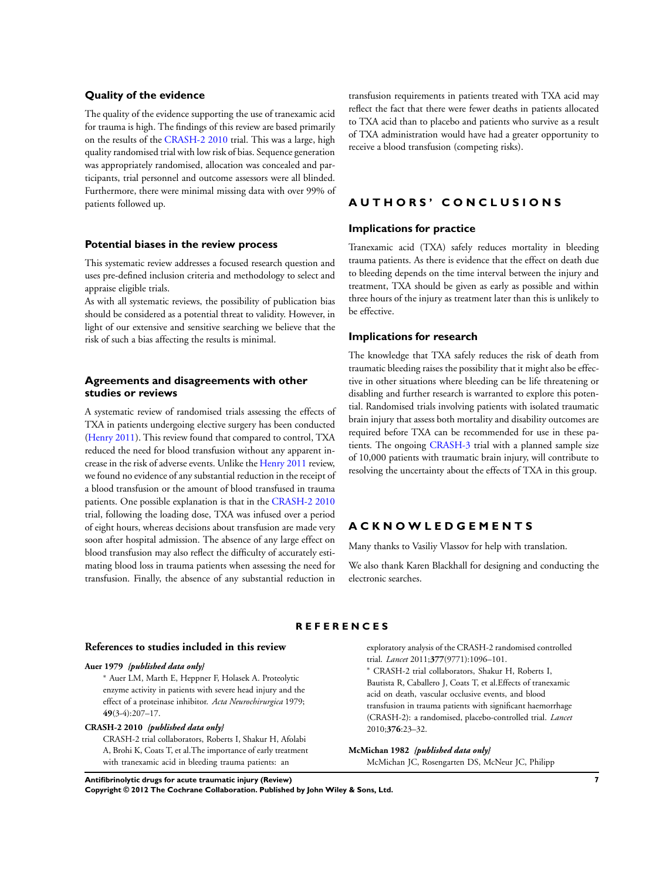## Quality of the evidence

The quality of the evidence supporting the use of tranexamic acid for trauma is high. The findings of this review are based primarily on the results of the CRASH-2 2010 trial. This was a large, high quality randomised trial with low risk of bias. Sequence generation was appropriately randomised, allocation was concealed and participants, trial personnel and outcome assessors were all blinded. Furthermore, there were minimal missing data with over 99% of patients followed up.

## Potential biases in the review process

This systematic review addresses a focused research question and uses pre-defined inclusion criteria and methodology to select and appraise eligible trials.

As with all systematic reviews, the possibility of publication bias should be considered as a potential threat to validity. However, in light of our extensive and sensitive searching we believe that the risk of such a bias affecting the results is minimal.

## Agreements and disagreements with other studies or reviews

A systematic review of randomised trials assessing the effects of TXA in patients undergoing elective surgery has been conducted (Henry 2011). This review found that compared to control, TXA reduced the need for blood transfusion without any apparent increase in the risk of adverse events. Unlike the Henry 2011 review, we found no evidence of any substantial reduction in the receipt of a blood transfusion or the amount of blood transfused in trauma patients. One possible explanation is that in the CRASH-2 2010 trial, following the loading dose, TXA was infused over a period of eight hours, whereas decisions about transfusion are made very soon after hospital admission. The absence of any large effect on blood transfusion may also reflect the difficulty of accurately estimating blood loss in trauma patients when assessing the need for transfusion. Finally, the absence of any substantial reduction in transfusion requirements in patients treated with TXA acid may reflect the fact that there were fewer deaths in patients allocated to TXA acid than to placebo and patients who survive as a result of TXA administration would have had a greater opportunity to receive a blood transfusion (competing risks).

# AUTHORS' CONCLUSIONS

## Implications for practice

Tranexamic acid (TXA) safely reduces mortality in bleeding trauma patients. As there is evidence that the effect on death due to bleeding depends on the time interval between the injury and treatment, TXA should be given as early as possible and within three hours of the injury as treatment later than this is unlikely to be effective.

## Implications for research

The knowledge that TXA safely reduces the risk of death from traumatic bleeding raises the possibility that it might also be effective in other situations where bleeding can be life threatening or disabling and further research is warranted to explore this potential. Randomised trials involving patients with isolated traumatic brain injury that assess both mortality and disability outcomes are required before TXA can be recommended for use in these patients. The ongoing CRASH-3 trial with a planned sample size of 10,000 patients with traumatic brain injury, will contribute to resolving the uncertainty about the effects of TXA in this group.

# ACKNOWLEDGEMENTS

Many thanks to Vasiliy Vlassov for help with translation.

We also thank Karen Blackhall for designing and conducting the electronic searches.

# REFERENCES

## References to studies included in this review

**Auer 1979** *{published data only}*

\* Auer LM, Marth E, Heppner F, Holasek A. Proteolytic enzyme activity in patients with severe head injury and the effect of a proteinase inhibitor. *Acta Neurochirurgica* 1979; **49**(3-4):207–17.

**CRASH-2 2010** *{published data only}*

CRASH-2 trial collaborators, Roberts I, Shakur H, Afolabi A, Brohi K, Coats T, et al. The importance of early treatment with tranexamic acid in bleeding trauma patients: an exploratory analysis of the CRASH-2 randomised controlled trial. *Lancet* 2011;**377**(9771):1096–101.

\* CRASH-2 trial collaborators, Shakur H, Roberts I, Bautista R, Caballero J, Coats T, et al. Effects of tranexamic acid on death, vascular occlusive events, and blood transfusion in trauma patients with significant haemorrhage (CRASH-2): a randomised, placebo-controlled trial. *Lancet* 2010;**376**:23–32.

**McMichan 1982** *{published data only}*

McMichan JC, Rosengarten DS, McNeur JC, Philipp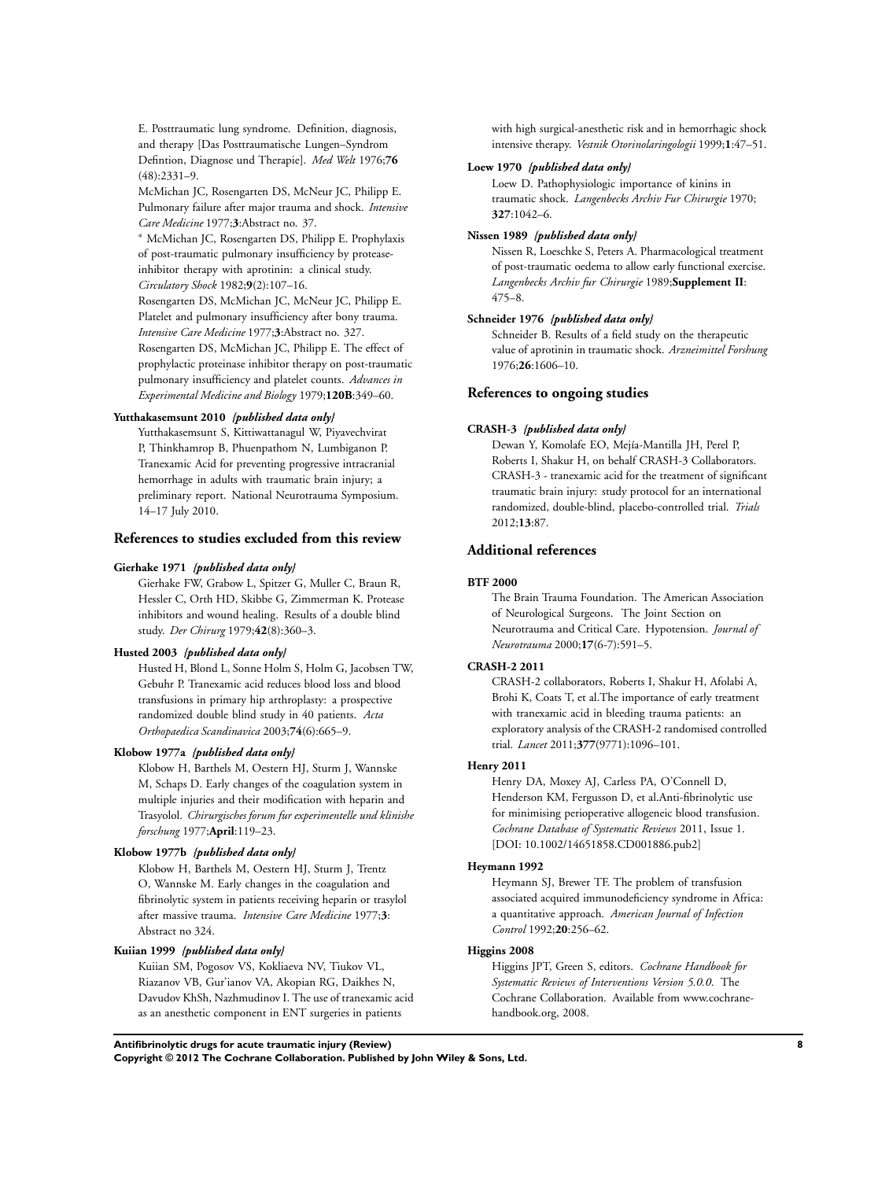E. Posttraumatic lung syndrome. Definition, diagnosis, and therapy [Das Posttraumatische Lungen–Syndrom Defintion, Diagnose und Therapie]. *Med Welt* 1976;**76**(48):2331–9.

McMichan JC, Rosengarten DS, McNeur JC, Philipp E. Pulmonary failure after major trauma and shock. *Intensive Care Medicine* 1977;**3**:Abstract no. 37.

* McMichan JC, Rosengarten DS, Philipp E. Prophylaxis of post-traumatic pulmonary insufficiency by protease-inhibitor therapy with aprotinin: a clinical study. *Circulatory Shock* 1982;**9**(2):107–16.

Rosengarten DS, McMichan JC, McNeur JC, Philipp E. Platelet and pulmonary insufficiency after bony trauma. *Intensive Care Medicine* 1977;**3**:Abstract no. 327.

Rosengarten DS, McMichan JC, Philipp E. The effect of prophylactic proteinase inhibitor therapy on post-traumatic pulmonary insufficiency and platelet counts. *Advances in Experimental Medicine and Biology* 1979;**120B**:349–60.

**Yutthakasemsunt 2010** *{published data only}*

Yutthakasemsunt S, Kittiwattanagul W, Piyavechvirat P, Thinkhamrop B, Phuenpathom N, Lumbiganon P. Tranexamic Acid for preventing progressive intracranial hemorrhage in adults with traumatic brain injury; a preliminary report. National Neurotrauma Symposium. 14–17 July 2010.

## References to studies excluded from this review

**Gierhake 1971** *{published data only}*

Gierhake FW, Grabow L, Spitzer G, Muller C, Braun R, Hessler C, Orth HD, Skibbe G, Zimmerman K. Protease inhibitors and wound healing. Results of a double blind study. *Der Chirurg* 1979;**42**(8):360–3.

**Husted 2003** *{published data only}*

Husted H, Blond L, Sonne Holm S, Holm G, Jacobsen TW, Gebuhr P. Tranexamic acid reduces blood loss and blood transfusions in primary hip arthroplasty: a prospective randomized double blind study in 40 patients. *Acta Orthopaedica Scandinavica* 2003;**74**(6):665–9.

**Klobow 1977a** *{published data only}*

Klobow H, Barthels M, Oestern HJ, Sturm J, Wannske M, Schaps D. Early changes of the coagulation system in multiple injuries and their modification with heparin and Trasyolol. *Chirurgisches forum fur experimentelle und klinishe forschung* 1977;**April**:119–23.

**Klobow 1977b** *{published data only}*

Klobow H, Barthels M, Oestern HJ, Sturm J, Trentz O, Wannske M. Early changes in the coagulation and fibrinolytic system in patients receiving heparin or trasylol after massive trauma. *Intensive Care Medicine* 1977;**3**: Abstract no 324.

**Kuiian 1999** *{published data only}*

Kuiian SM, Pogosov VS, Kokliaeva NV, Tiukov VL, Riazanov VB, Gur'ianov VA, Akopian RG, Daikhes N, Davudov KhSh, Nazhmudinov I. The use of tranexamic acid as an anesthetic component in ENT surgeries in patients with high surgical-anesthetic risk and in hemorrhagic shock intensive therapy. *Vestnik Otorinolaringologii* 1999;**1**:47–51.

**Loew 1970** *{published data only}*

Loew D. Pathophysiologic importance of kinins in traumatic shock. *Langenbecks Archiv Fur Chirurgie* 1970; **327**:1042–6.

**Nissen 1989** *{published data only}*

Nissen R, Loeschke S, Peters A. Pharmacological treatment of post-traumatic oedema to allow early functional exercise. *Langenbecks Archiv fur Chirurgie* 1989;**Supplement II**: 475–8.

**Schneider 1976** *{published data only}*

Schneider B. Results of a field study on the therapeutic value of aprotinin in traumatic shock. *Arzneimittel Forshung* 1976;**26**:1606–10.

## References to ongoing studies

**CRASH-3** *{published data only}*

Dewan Y, Komolafe EO, Mejía-Mantilla JH, Perel P, Roberts I, Shakur H, on behalf CRASH-3 Collaborators. CRASH-3 - tranexamic acid for the treatment of significant traumatic brain injury: study protocol for an international randomized, double-blind, placebo-controlled trial. *Trials* 2012;**13**:87.

## Additional references

**BTF 2000**

The Brain Trauma Foundation. The American Association of Neurological Surgeons. The Joint Section on Neurotrauma and Critical Care. Hypotension. *Journal of Neurotrauma* 2000;**17**(6-7):591–5.

**CRASH-2 2011**

CRASH-2 collaborators, Roberts I, Shakur H, Afolabi A, Brohi K, Coats T, et al.The importance of early treatment with tranexamic acid in bleeding trauma patients: an exploratory analysis of the CRASH-2 randomised controlled trial. *Lancet* 2011;**377**(9771):1096–101.

**Henry 2011**

Henry DA, Moxey AJ, Carless PA, O'Connell D, Henderson KM, Fergusson D, et al.Anti-fibrinolytic use for minimising perioperative allogeneic blood transfusion. *Cochrane Database of Systematic Reviews* 2011, Issue 1. [DOI: 10.1002/14651858.CD001886.pub2]

**Heymann 1992**

Heymann SJ, Brewer TF. The problem of transfusion associated acquired immunodeficiency syndrome in Africa: a quantitative approach. *American Journal of Infection Control* 1992;**20**:256–62.

**Higgins 2008**

Higgins JPT, Green S, editors. *Cochrane Handbook for Systematic Reviews of Interventions Version 5.0.0*. The Cochrane Collaboration. Available from www.cochrane-handbook.org, 2008.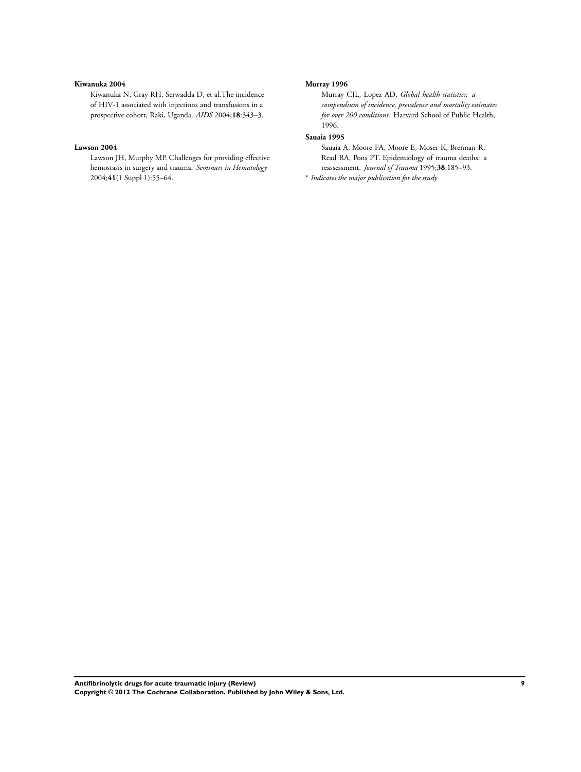**Kiwanuka 2004**

Kiwanuka N, Gray RH, Serwadda D, et al.The incidence of HIV-1 associated with injections and transfusions in a prospective cohort, Raki, Uganda. *AIDS* 2004;**18**:343–3.

**Lawson 2004**

Lawson JH, Murphy MP. Challenges for providing effective hemostasis in surgery and trauma. *Seminars in Hematology* 2004;**41**(1 Suppl 1):55–64.

**Murray 1996**

Murray CJL, Lopez AD. *Global health statistics: a compendium of incidence, prevalence and mortality estimates for over 200 conditions*. Harvard School of Public Health, 1996.

**Sauaia 1995**

Sauaia A, Moore FA, Moore E, Moser K, Brennan R, Read RA, Pons PT. Epidemiology of trauma deaths: a reassessment. *Journal of Trauma* 1995;**38**:185–93.

* *Indicates the major publication for the study*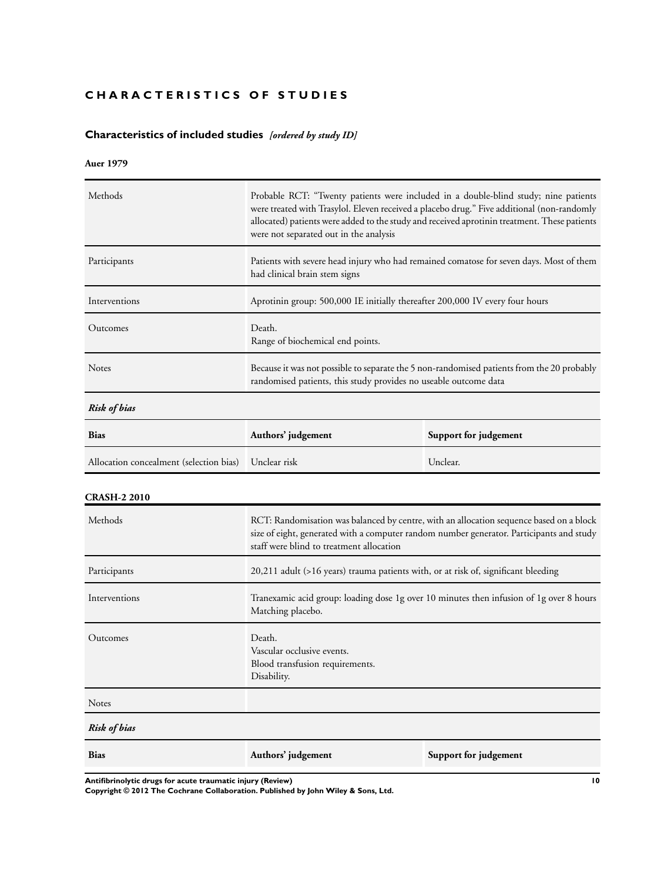# CHARACTERISTICS OF STUDIES

## Characteristics of included studies *[ordered by study ID]*

### Auer 1979

| | |
|---|---|
| Methods | Probable RCT: "Twenty patients were included in a double-blind study; nine patients were treated with Trasylol. Eleven received a placebo drug." Five additional (non-randomly allocated) patients were added to the study and received aprotinin treatment. These patients were not separated out in the analysis |
| Participants | Patients with severe head injury who had remained comatose for seven days. Most of them had clinical brain stem signs |
| Interventions | Aprotinin group: 500,000 IE initially thereafter 200,000 IV every four hours |
| Outcomes | Death.<br>Range of biochemical end points. |
| Notes | Because it was not possible to separate the 5 non-randomised patients from the 20 probably randomised patients, this study provides no useable outcome data |

*Risk of bias*

| Bias | Authors' judgement | Support for judgement |
|---|---|---|
| Allocation concealment (selection bias) | Unclear risk | Unclear. |

### CRASH-2 2010

| | |
|---|---|
| Methods | RCT: Randomisation was balanced by centre, with an allocation sequence based on a block size of eight, generated with a computer random number generator. Participants and study staff were blind to treatment allocation |
| Participants | 20,211 adult (>16 years) trauma patients with, or at risk of, significant bleeding |
| Interventions | Tranexamic acid group: loading dose 1g over 10 minutes then infusion of 1g over 8 hours<br>Matching placebo. |
| Outcomes | Death.<br>Vascular occlusive events.<br>Blood transfusion requirements.<br>Disability. |
| Notes | |

*Risk of bias*

| Bias | Authors' judgement | Support for judgement |
|---|---|---|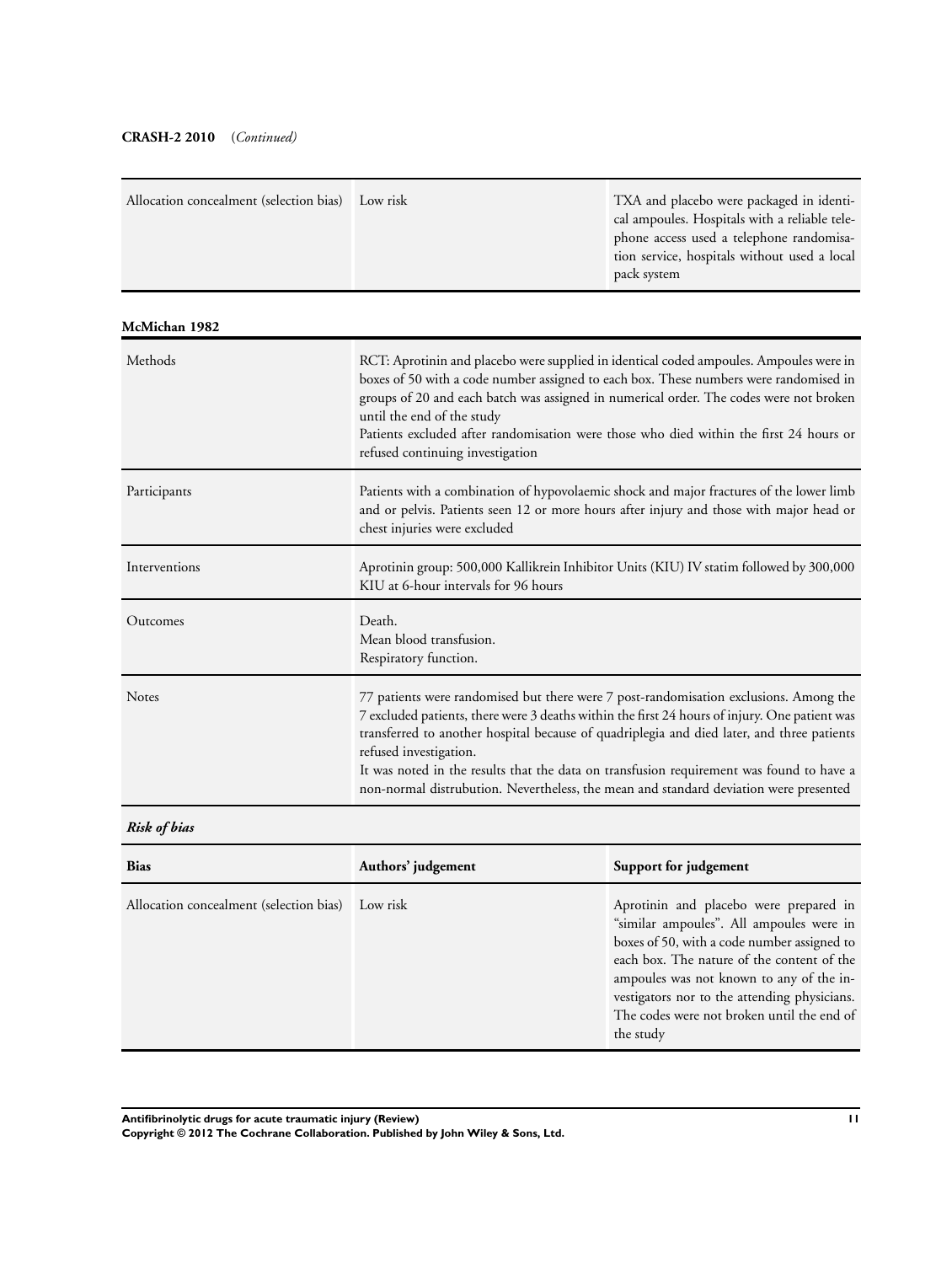**CRASH-2 2010** (*Continued*)

| | | |
|---|---|---|
| Allocation concealment (selection bias) | Low risk | TXA and placebo were packaged in identical ampoules. Hospitals with a reliable telephone access used a telephone randomisation service, hospitals without used a local pack system |

**McMichan 1982**

| | |
|---|---|
| Methods | RCT: Aprotinin and placebo were supplied in identical coded ampoules. Ampoules were in boxes of 50 with a code number assigned to each box. These numbers were randomised in groups of 20 and each batch was assigned in numerical order. The codes were not broken until the end of the study<br>Patients excluded after randomisation were those who died within the first 24 hours or refused continuing investigation |
| Participants | Patients with a combination of hypovolaemic shock and major fractures of the lower limb and or pelvis. Patients seen 12 or more hours after injury and those with major head or chest injuries were excluded |
| Interventions | Aprotinin group: 500,000 Kallikrein Inhibitor Units (KIU) IV statim followed by 300,000 KIU at 6-hour intervals for 96 hours |
| Outcomes | Death.<br>Mean blood transfusion.<br>Respiratory function. |
| Notes | 77 patients were randomised but there were 7 post-randomisation exclusions. Among the 7 excluded patients, there were 3 deaths within the first 24 hours of injury. One patient was transferred to another hospital because of quadriplegia and died later, and three patients refused investigation.<br>It was noted in the results that the data on transfusion requirement was found to have a non-normal distrubution. Nevertheless, the mean and standard deviation were presented |

***Risk of bias***

| Bias | Authors' judgement | Support for judgement |
|---|---|---|
| Allocation concealment (selection bias) | Low risk | Aprotinin and placebo were prepared in "similar ampoules". All ampoules were in boxes of 50, with a code number assigned to each box. The nature of the content of the ampoules was not known to any of the investigators nor to the attending physicians. The codes were not broken until the end of the study |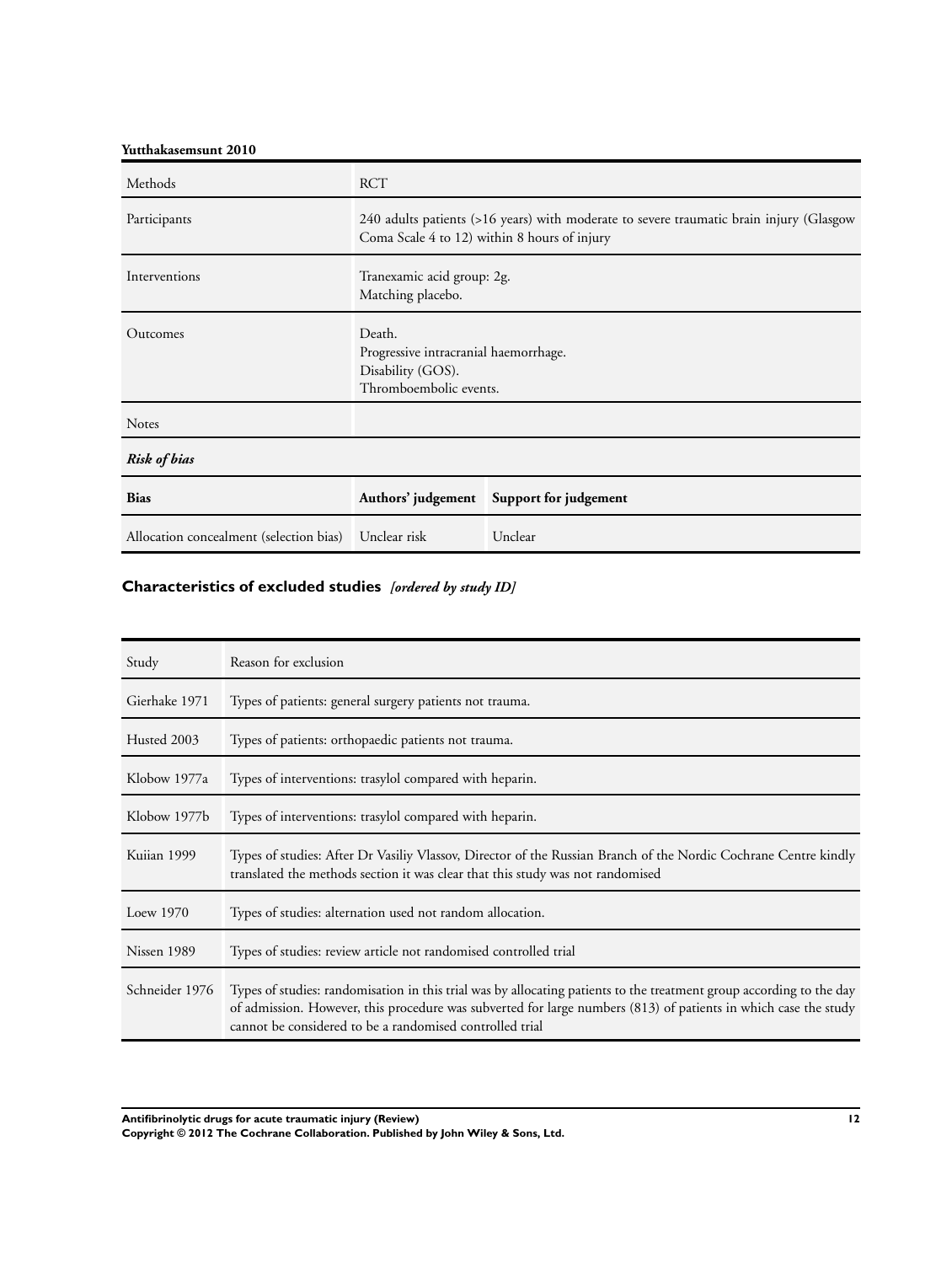**Yutthakasemsunt 2010**

| Methods | RCT | |
|---|---|---|
| Participants | 240 adults patients (>16 years) with moderate to severe traumatic brain injury (Glasgow Coma Scale 4 to 12) within 8 hours of injury | |
| Interventions | Tranexamic acid group: 2g.<br>Matching placebo. | |
| Outcomes | Death.<br>Progressive intracranial haemorrhage.<br>Disability (GOS).<br>Thromboembolic events. | |
| Notes | | |
| ***Risk of bias*** | | |
| **Bias** | **Authors' judgement** | **Support for judgement** |
| Allocation concealment (selection bias) | Unclear risk | Unclear |

## Characteristics of excluded studies *[ordered by study ID]*

| Study | Reason for exclusion |
|---|---|
| Gierhake 1971 | Types of patients: general surgery patients not trauma. |
| Husted 2003 | Types of patients: orthopaedic patients not trauma. |
| Klobow 1977a | Types of interventions: trasylol compared with heparin. |
| Klobow 1977b | Types of interventions: trasylol compared with heparin. |
| Kuiian 1999 | Types of studies: After Dr Vasiliy Vlassov, Director of the Russian Branch of the Nordic Cochrane Centre kindly translated the methods section it was clear that this study was not randomised |
| Loew 1970 | Types of studies: alternation used not random allocation. |
| Nissen 1989 | Types of studies: review article not randomised controlled trial |
| Schneider 1976 | Types of studies: randomisation in this trial was by allocating patients to the treatment group according to the day of admission. However, this procedure was subverted for large numbers (813) of patients in which case the study cannot be considered to be a randomised controlled trial |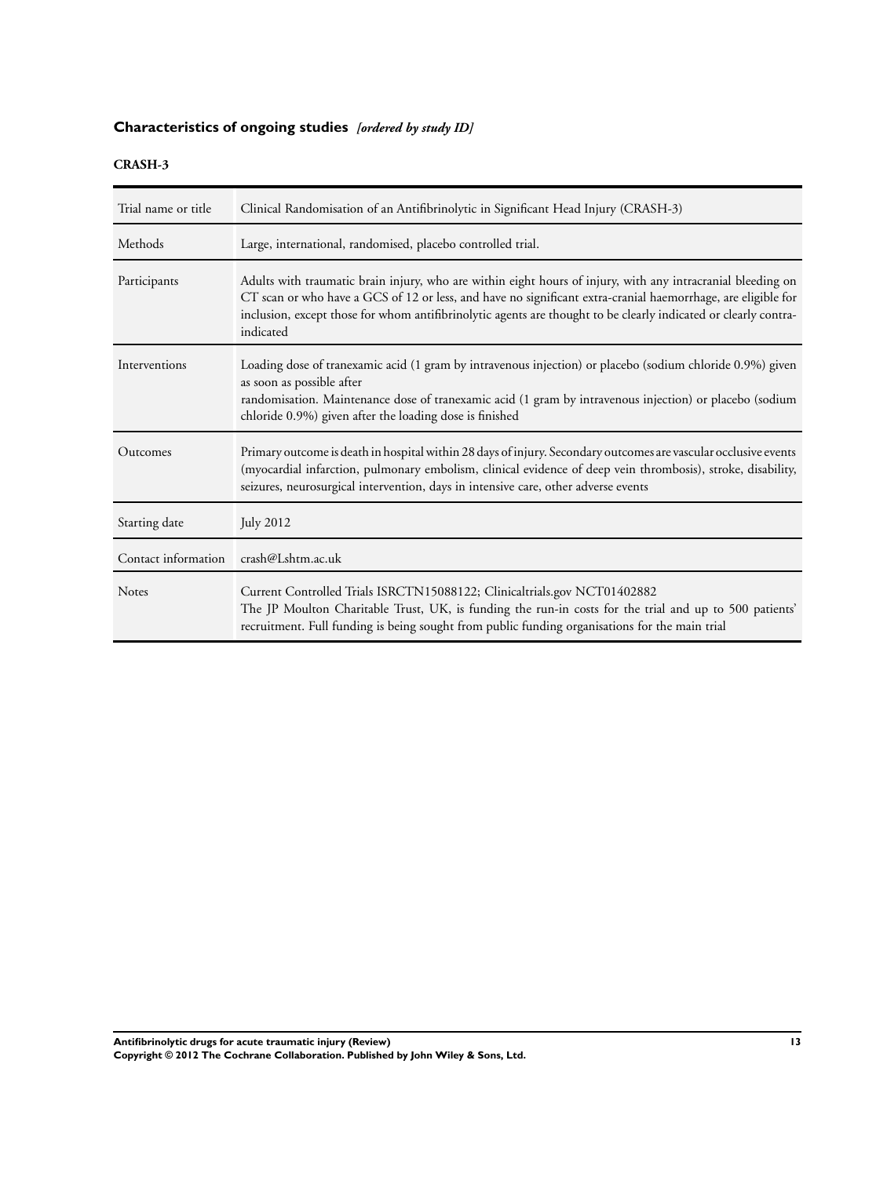## Characteristics of ongoing studies *[ordered by study ID]*

### CRASH-3

| Trial name or title | Clinical Randomisation of an Antifibrinolytic in Significant Head Injury (CRASH-3) |
|---|---|
| Methods | Large, international, randomised, placebo controlled trial. |
| Participants | Adults with traumatic brain injury, who are within eight hours of injury, with any intracranial bleeding on CT scan or who have a GCS of 12 or less, and have no significant extra-cranial haemorrhage, are eligible for inclusion, except those for whom antifibrinolytic agents are thought to be clearly indicated or clearly contra-indicated |
| Interventions | Loading dose of tranexamic acid (1 gram by intravenous injection) or placebo (sodium chloride 0.9%) given as soon as possible after randomisation. Maintenance dose of tranexamic acid (1 gram by intravenous injection) or placebo (sodium chloride 0.9%) given after the loading dose is finished |
| Outcomes | Primary outcome is death in hospital within 28 days of injury. Secondary outcomes are vascular occlusive events (myocardial infarction, pulmonary embolism, clinical evidence of deep vein thrombosis), stroke, disability, seizures, neurosurgical intervention, days in intensive care, other adverse events |
| Starting date | July 2012 |
| Contact information | crash@Lshtm.ac.uk |
| Notes | Current Controlled Trials ISRCTN15088122; Clinicaltrials.gov NCT01402882<br>The JP Moulton Charitable Trust, UK, is funding the run-in costs for the trial and up to 500 patients' recruitment. Full funding is being sought from public funding organisations for the main trial |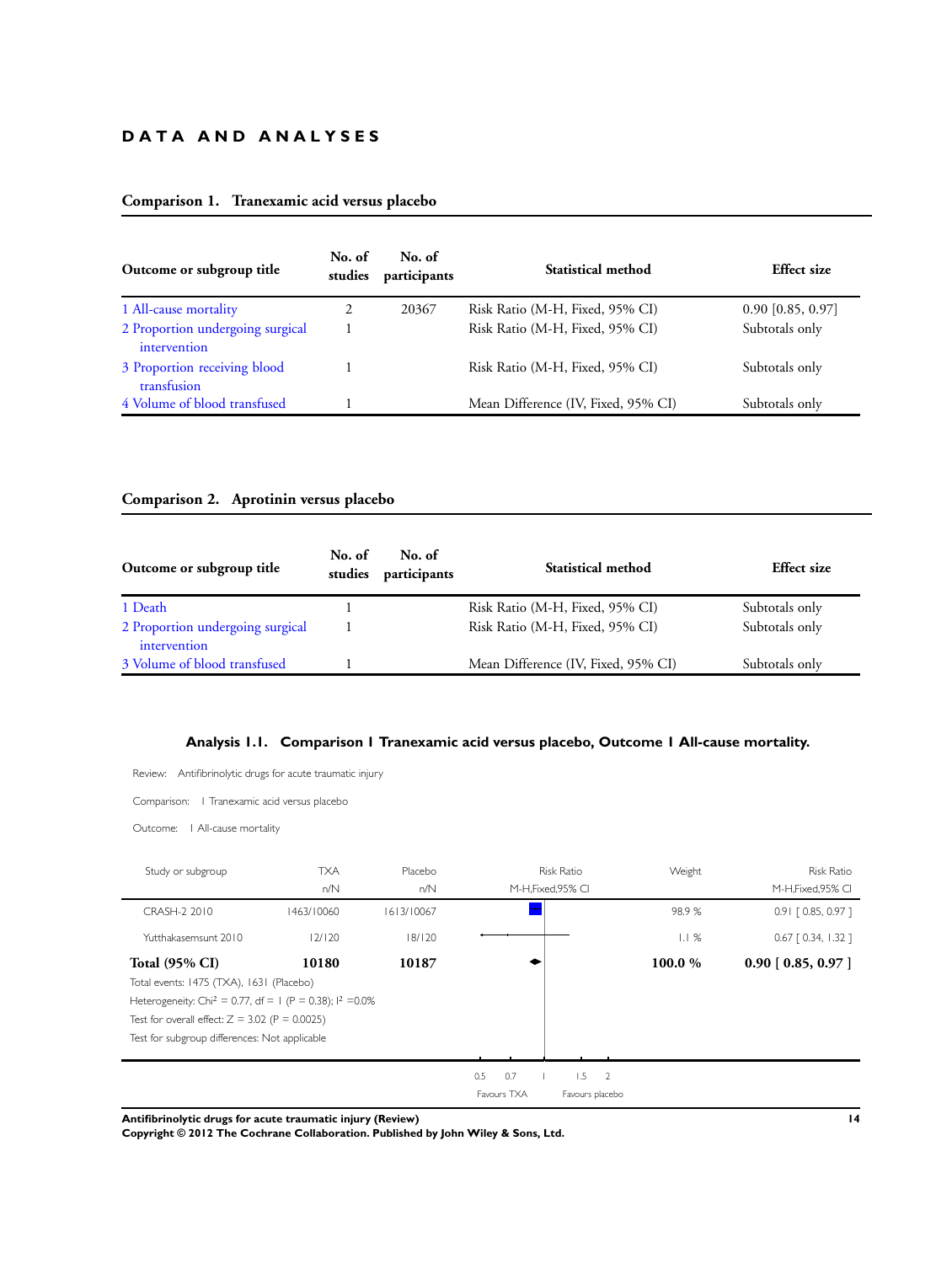# DATA AND ANALYSES

## Comparison 1. Tranexamic acid versus placebo

| Outcome or subgroup title | No. of studies | No. of participants | Statistical method | Effect size |
|---|---|---|---|---|
| 1 All-cause mortality | 2 | 20367 | Risk Ratio (M-H, Fixed, 95% CI) | 0.90 [0.85, 0.97] |
| 2 Proportion undergoing surgical intervention | 1 | | Risk Ratio (M-H, Fixed, 95% CI) | Subtotals only |
| 3 Proportion receiving blood transfusion | 1 | | Risk Ratio (M-H, Fixed, 95% CI) | Subtotals only |
| 4 Volume of blood transfused | 1 | | Mean Difference (IV, Fixed, 95% CI) | Subtotals only |

## Comparison 2. Aprotinin versus placebo

| Outcome or subgroup title | No. of studies | No. of participants | Statistical method | Effect size |
|---|---|---|---|---|
| 1 Death | 1 | | Risk Ratio (M-H, Fixed, 95% CI) | Subtotals only |
| 2 Proportion undergoing surgical intervention | 1 | | Risk Ratio (M-H, Fixed, 95% CI) | Subtotals only |
| 3 Volume of blood transfused | 1 | | Mean Difference (IV, Fixed, 95% CI) | Subtotals only |

### Analysis 1.1. Comparison 1 Tranexamic acid versus placebo, Outcome 1 All-cause mortality.

Review: Antifibrinolytic drugs for acute traumatic injury

Comparison: 1 Tranexamic acid versus placebo

Outcome: 1 All-cause mortality

| Study or subgroup | TXA n/N | Placebo n/N | Risk Ratio M-H,Fixed,95% CI | Weight | Risk Ratio M-H,Fixed,95% CI |
|---|---|---|---|---|---|
| CRASH-2 2010 | 1463/10060 | 1613/10067 | | 98.9 % | 0.91 [ 0.85, 0.97 ] |
| Yutthakasemsunt 2010 | 12/120 | 18/120 | | 1.1 % | 0.67 [ 0.34, 1.32 ] |
| **Total (95% CI)** | **10180** | **10187** | | **100.0 %** | **0.90 [ 0.85, 0.97 ]** |

Total events: 1475 (TXA), 1631 (Placebo)

Heterogeneity: $Chi^2 = 0.77$, df = 1 (P = 0.38); $I^2 = 0.0\%$

Test for overall effect: Z = 3.02 (P = 0.0025)

Test for subgroup differences: Not applicable

0.5 0.7 1 1.5 2

Favours TXA Favours placebo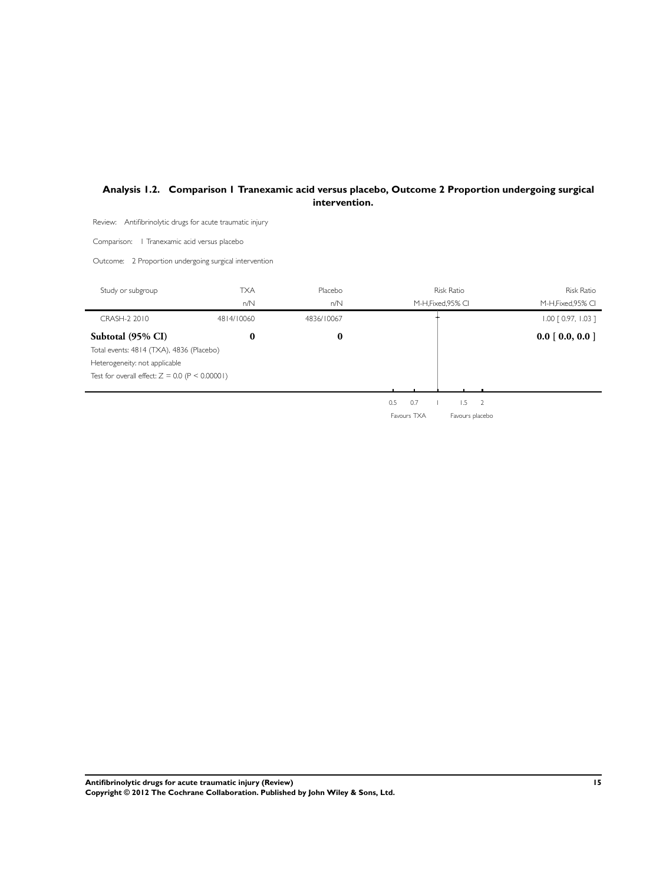## Analysis 1.2. Comparison 1 Tranexamic acid versus placebo, Outcome 2 Proportion undergoing surgical intervention.

Review: Antifibrinolytic drugs for acute traumatic injury

Comparison: 1 Tranexamic acid versus placebo

Outcome: 2 Proportion undergoing surgical intervention

| Study or subgroup | TXA n/N | Placebo n/N | Risk Ratio M-H,Fixed,95% CI | Risk Ratio M-H,Fixed,95% CI |
|---|---|---|---|---|
| CRASH-2 2010 | 4814/10060 | 4836/10067 | | 1.00 [ 0.97, 1.03 ] |
| **Subtotal (95% CI)** | **0** | **0** | | **0.0 [ 0.0, 0.0 ]** |
| Total events: 4814 (TXA), 4836 (Placebo) | | | | |
| Heterogeneity: not applicable | | | | |
| Test for overall effect: Z = 0.0 (P < 0.00001) | | | | |

0.5 0.7 1 1.5 2

Favours TXA Favours placebo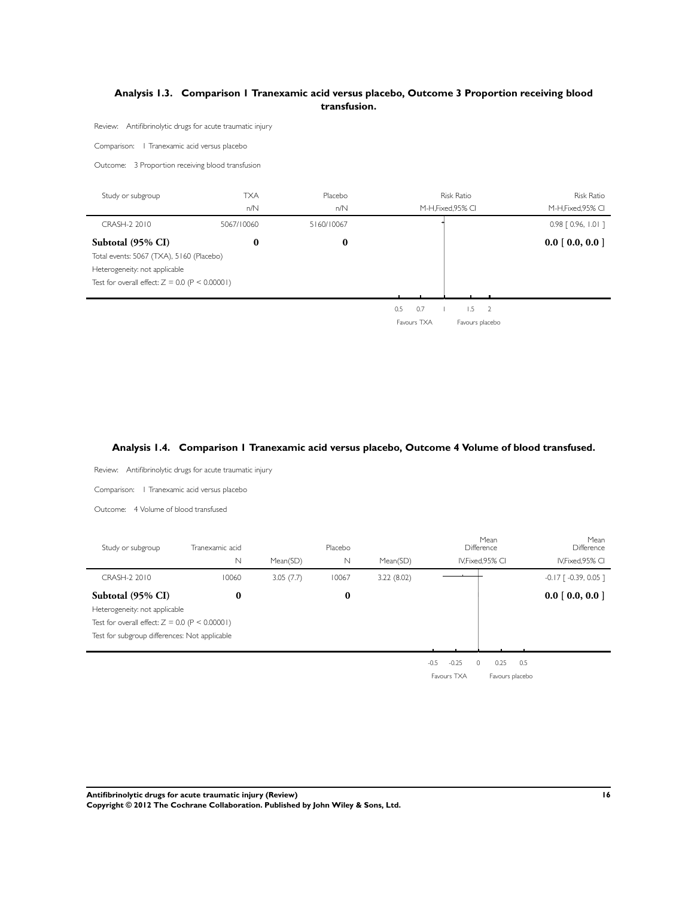## Analysis 1.3. Comparison 1 Tranexamic acid versus placebo, Outcome 3 Proportion receiving blood transfusion.

Review: Antifibrinolytic drugs for acute traumatic injury

Comparison: 1 Tranexamic acid versus placebo

Outcome: 3 Proportion receiving blood transfusion

| Study or subgroup | TXA n/N | Placebo n/N | Risk Ratio M-H,Fixed,95% CI | Risk Ratio M-H,Fixed,95% CI |
|---|---|---|---|---|
| CRASH-2 2010 | 5067/10060 | 5160/10067 | | 0.98 [ 0.96, 1.01 ] |
| **Subtotal (95% CI)** | **0** | **0** | | **0.0 [ 0.0, 0.0 ]** |
| Total events: 5067 (TXA), 5160 (Placebo) | | | | |
| Heterogeneity: not applicable | | | | |
| Test for overall effect: Z = 0.0 (P < 0.00001) | | | | |

0.5 0.7 1 1.5 2

Favours TXA Favours placebo

## Analysis 1.4. Comparison 1 Tranexamic acid versus placebo, Outcome 4 Volume of blood transfused.

Review: Antifibrinolytic drugs for acute traumatic injury

Comparison: 1 Tranexamic acid versus placebo

Outcome: 4 Volume of blood transfused

| Study or subgroup | Tranexamic acid N | Mean(SD) | Placebo N | Mean(SD) | Mean Difference IV,Fixed,95% CI | Mean Difference IV,Fixed,95% CI |
|---|---|---|---|---|---|---|
| CRASH-2 2010 | 10060 | 3.05 (7.7) | 10067 | 3.22 (8.02) | | -0.17 [ -0.39, 0.05 ] |
| **Subtotal (95% CI)** | **0** | | **0** | | | **0.0 [ 0.0, 0.0 ]** |
| Heterogeneity: not applicable | | | | | | |
| Test for overall effect: Z = 0.0 (P < 0.00001) | | | | | | |
| Test for subgroup differences: Not applicable | | | | | | |

-0.5 -0.25 0 0.25 0.5

Favours TXA Favours placebo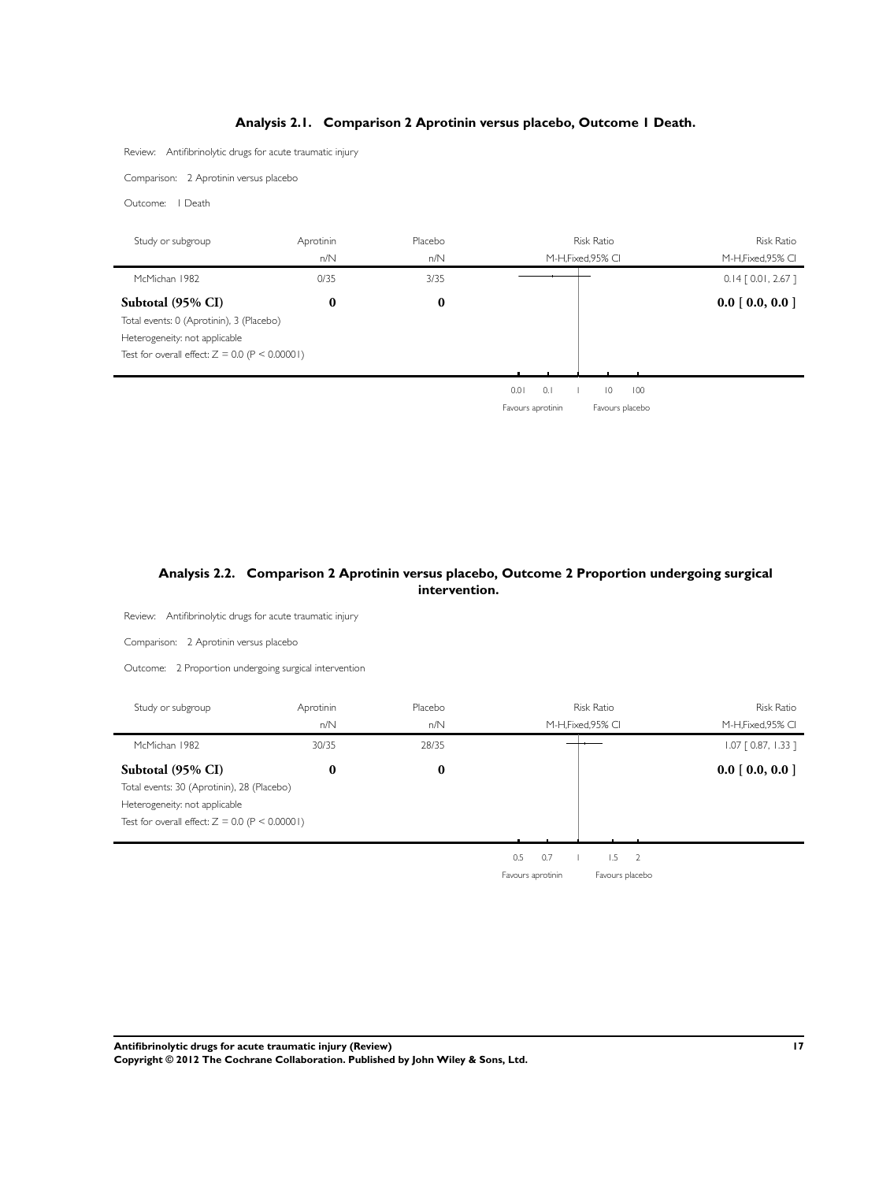## Analysis 2.1. Comparison 2 Aprotinin versus placebo, Outcome 1 Death.

Review: Antifibrinolytic drugs for acute traumatic injury

Comparison: 2 Aprotinin versus placebo

Outcome: 1 Death

| Study or subgroup | Aprotinin n/N | Placebo n/N | Risk Ratio M-H,Fixed,95% CI | Risk Ratio M-H,Fixed,95% CI |
|---|---|---|---|---|
| McMichan 1982 | 0/35 | 3/35 | | 0.14 [ 0.01, 2.67 ] |
| **Subtotal (95% CI)** | **0** | **0** | | **0.0 [ 0.0, 0.0 ]** |
| Total events: 0 (Aprotinin), 3 (Placebo) | | | | |
| Heterogeneity: not applicable | | | | |
| Test for overall effect: Z = 0.0 (P < 0.00001) | | | | |

0.01 0.1 1 10 100

Favours aprotinin Favours placebo

## Analysis 2.2. Comparison 2 Aprotinin versus placebo, Outcome 2 Proportion undergoing surgical intervention.

Review: Antifibrinolytic drugs for acute traumatic injury

Comparison: 2 Aprotinin versus placebo

Outcome: 2 Proportion undergoing surgical intervention

| Study or subgroup | Aprotinin n/N | Placebo n/N | Risk Ratio M-H,Fixed,95% CI | Risk Ratio M-H,Fixed,95% CI |
|---|---|---|---|---|
| McMichan 1982 | 30/35 | 28/35 | | 1.07 [ 0.87, 1.33 ] |
| **Subtotal (95% CI)** | **0** | **0** | | **0.0 [ 0.0, 0.0 ]** |
| Total events: 30 (Aprotinin), 28 (Placebo) | | | | |
| Heterogeneity: not applicable | | | | |
| Test for overall effect: Z = 0.0 (P < 0.00001) | | | | |

0.5 0.7 1 1.5 2

Favours aprotinin Favours placebo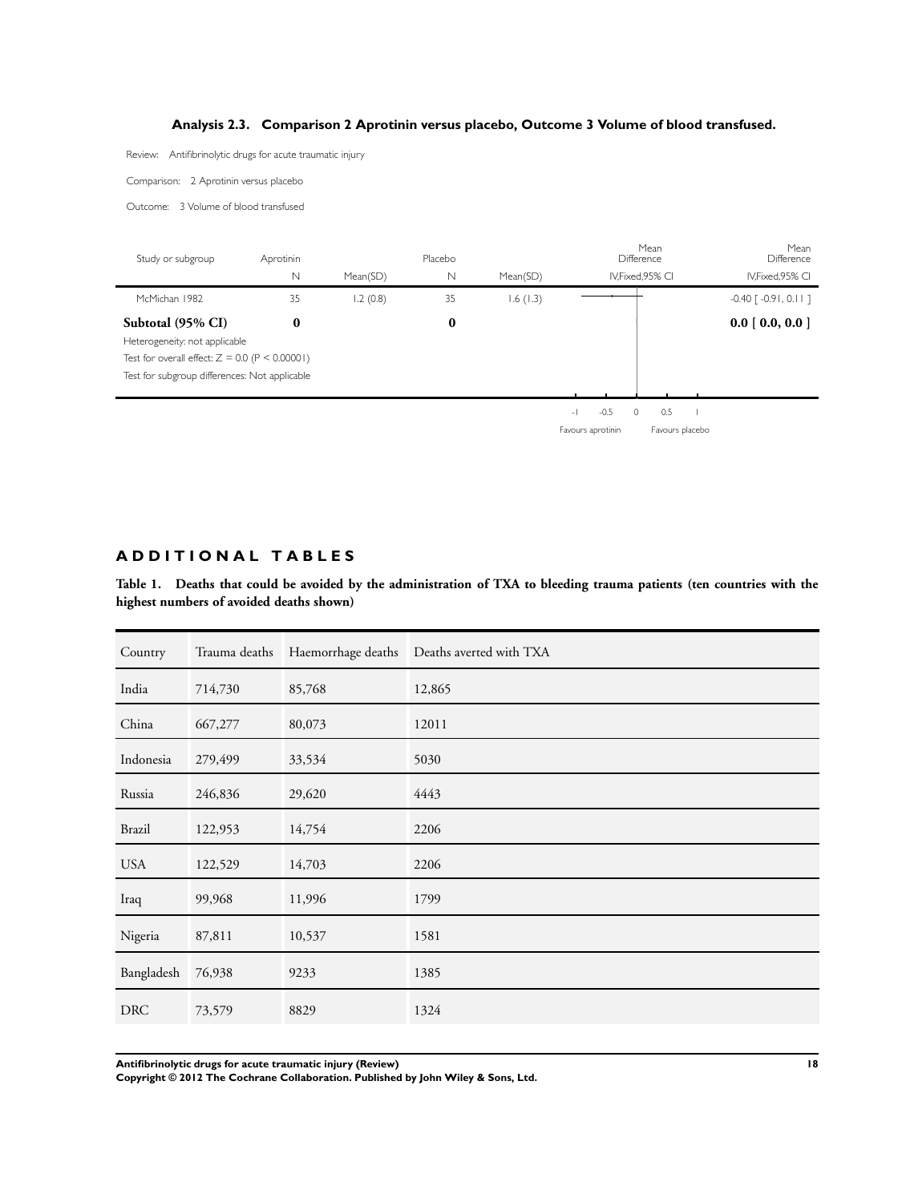### Analysis 2.3. Comparison 2 Aprotinin versus placebo, Outcome 3 Volume of blood transfused.

Review: Antifibrinolytic drugs for acute traumatic injury

Comparison: 2 Aprotinin versus placebo

Outcome: 3 Volume of blood transfused

| Study or subgroup | Aprotinin N | Mean(SD) | Placebo N | Mean(SD) | Mean Difference IV,Fixed,95% CI | Mean Difference IV,Fixed,95% CI |
|---|---|---|---|---|---|---|
| McMichan 1982 | 35 | 1.2 (0.8) | 35 | 1.6 (1.3) | | -0.40 [ -0.91, 0.11 ] |
| **Subtotal (95% CI)** | **0** | | **0** | | | **0.0 [ 0.0, 0.0 ]** |
| Heterogeneity: not applicable | | | | | | |
| Test for overall effect: Z = 0.0 (P < 0.00001) | | | | | | |
| Test for subgroup differences: Not applicable | | | | | | |

-1 -0.5 0 0.5 1

Favours aprotinin Favours placebo

## ADDITIONAL TABLES

**Table 1. Deaths that could be avoided by the administration of TXA to bleeding trauma patients (ten countries with the highest numbers of avoided deaths shown)**

| Country | Trauma deaths | Haemorrhage deaths | Deaths averted with TXA |
|---|---|---|---|
| India | 714,730 | 85,768 | 12,865 |
| China | 667,277 | 80,073 | 12011 |
| Indonesia | 279,499 | 33,534 | 5030 |
| Russia | 246,836 | 29,620 | 4443 |
| Brazil | 122,953 | 14,754 | 2206 |
| USA | 122,529 | 14,703 | 2206 |
| Iraq | 99,968 | 11,996 | 1799 |
| Nigeria | 87,811 | 10,537 | 1581 |
| Bangladesh | 76,938 | 9233 | 1385 |
| DRC | 73,579 | 8829 | 1324 |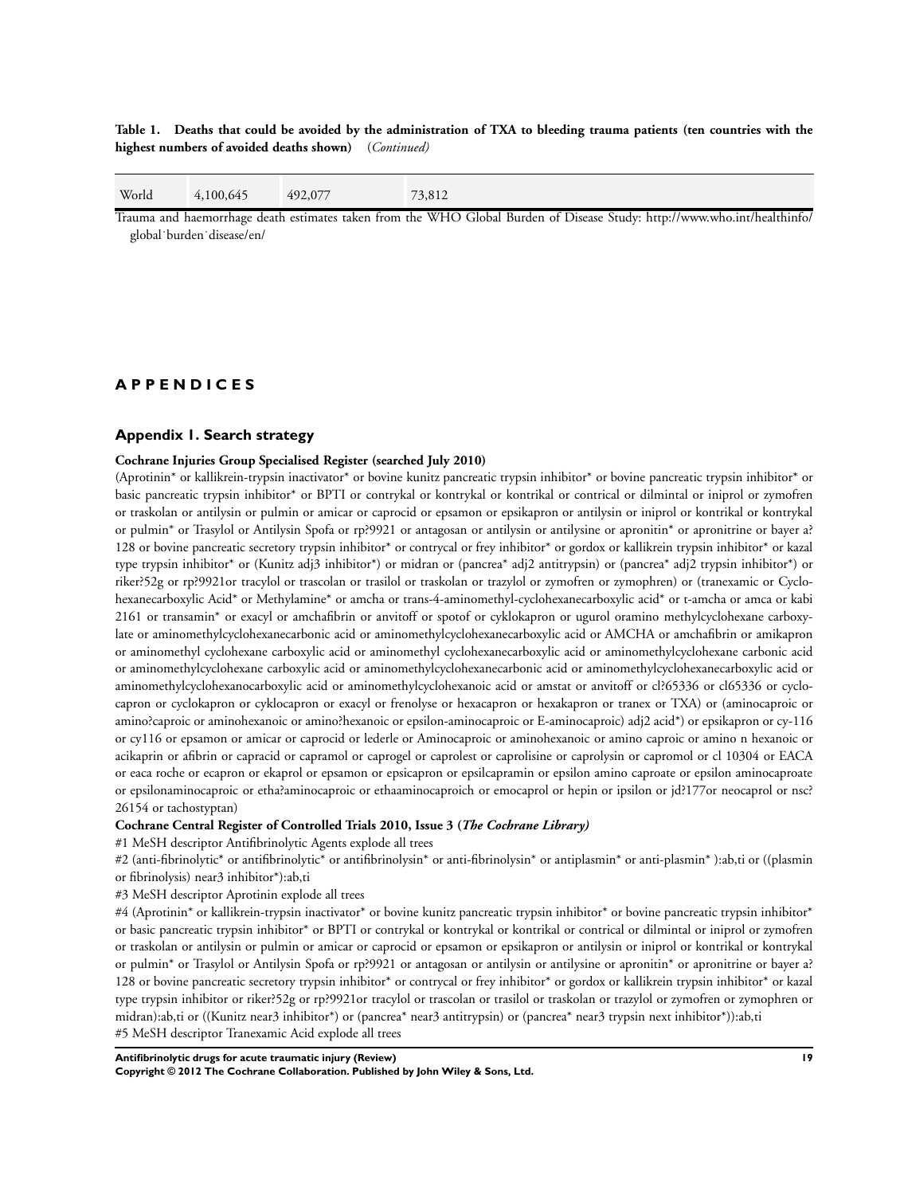**Table 1. Deaths that could be avoided by the administration of TXA to bleeding trauma patients (ten countries with the highest numbers of avoided deaths shown)** (*Continued*)

| World | 4,100,645 | 492,077 | 73,812 |
|---|---|---|---|

Trauma and haemorrhage death estimates taken from the WHO Global Burden of Disease Study: http://www.who.int/healthinfo/global˙burden˙disease/en/

# APPENDICES

## Appendix 1. Search strategy

**Cochrane Injuries Group Specialised Register (searched July 2010)**

(Aprotinin* or kallikrein-trypsin inactivator* or bovine kunitz pancreatic trypsin inhibitor* or bovine pancreatic trypsin inhibitor* or basic pancreatic trypsin inhibitor* or BPTI or contrykal or kontrykal or kontrikal or contrical or dilmintal or iniprol or zymofren or traskolan or antilysin or pulmin or amicar or caprocid or epsamon or epsikapron or antilysin or iniprol or kontrikal or kontrykal or pulmin* or Trasylol or Antilysin Spofa or rp?9921 or antagosan or antilysin or antilysine or apronitin* or apronitrine or bayer a? 128 or bovine pancreatic secretory trypsin inhibitor* or contrycal or frey inhibitor* or gordox or kallikrein trypsin inhibitor* or kazal type trypsin inhibitor* or (Kunitz adj3 inhibitor*) or midran or (pancrea* adj2 antitrypsin) or (pancrea* adj2 trypsin inhibitor*) or riker?52g or rp?9921or tracylol or trascolan or trasilol or traskolan or trazylol or zymofren or zymophren) or (tranexamic or Cyclohexanecarboxylic Acid* or Methylamine* or amcha or trans-4-aminomethyl-cyclohexanecarboxylic acid* or t-amcha or amca or kabi 2161 or transamin* or exacyl or amchafibrin or anvitoff or spotof or cyklokapron or ugurol oramino methylcyclohexane carboxylate or aminomethylcyclohexanecarbonic acid or aminomethylcyclohexanecarboxylic acid or AMCHA or amchafibrin or amikapron or aminomethyl cyclohexane carboxylic acid or aminomethyl cyclohexanecarboxylic acid or aminomethylcyclohexane carbonic acid or aminomethylcyclohexane carboxylic acid or aminomethylcyclohexanecarbonic acid or aminomethylcyclohexanecarboxylic acid or aminomethylcyclohexanocarboxylic acid or aminomethylcyclohexanoic acid or amstat or anvitoff or cl?65336 or cl65336 or cyclocapron or cyclokapron or cyklocapron or exacyl or frenolyse or hexacapron or hexakapron or tranex or TXA) or (aminocaproic or amino?caproic or aminohexanoic or amino?hexanoic or epsilon-aminocaproic or E-aminocaproic) adj2 acid*) or epsikapron or cy-116 or cy116 or epsamon or amicar or caprocid or lederle or Aminocaproic or aminohexanoic or amino caproic or amino n hexanoic or acikaprin or afibrin or capracid or capramol or caprogel or caprolest or caprolisine or caprolysin or capromol or cl 10304 or EACA or eaca roche or ecapron or ekaprol or epsamon or epsicapron or epsilcapramin or epsilon amino caproate or epsilon aminocaproate or epsilonaminocaproic or etha?aminocaproic or ethaaminocaproich or emocaprol or hepin or ipsilon or jd?177or neocaprol or nsc? 26154 or tachostyptan)

**Cochrane Central Register of Controlled Trials 2010, Issue 3 (*The Cochrane Library*)**

#1 MeSH descriptor Antifibrinolytic Agents explode all trees

#2 (anti-fibrinolytic* or antifibrinolytic* or antifibrinolysin* or anti-fibrinolysin* or antiplasmin* or anti-plasmin* ):ab,ti or ((plasmin or fibrinolysis) near3 inhibitor*):ab,ti

#3 MeSH descriptor Aprotinin explode all trees

#4 (Aprotinin* or kallikrein-trypsin inactivator* or bovine kunitz pancreatic trypsin inhibitor* or bovine pancreatic trypsin inhibitor* or basic pancreatic trypsin inhibitor* or BPTI or contrykal or kontrykal or kontrikal or contrical or dilmintal or iniprol or zymofren or traskolan or antilysin or pulmin or amicar or caprocid or epsamon or epsikapron or antilysin or iniprol or kontrikal or kontrykal or pulmin* or Trasylol or Antilysin Spofa or rp?9921 or antagosan or antilysin or antilysine or apronitin* or apronitrine or bayer a? 128 or bovine pancreatic secretory trypsin inhibitor* or contrycal or frey inhibitor* or gordox or kallikrein trypsin inhibitor* or kazal type trypsin inhibitor or riker?52g or rp?9921or tracylol or trascolan or trasilol or traskolan or trazylol or zymofren or zymophren or midran):ab,ti or ((Kunitz near3 inhibitor*) or (pancrea* near3 antitrypsin) or (pancrea* near3 trypsin next inhibitor*)):ab,ti

#5 MeSH descriptor Tranexamic Acid explode all trees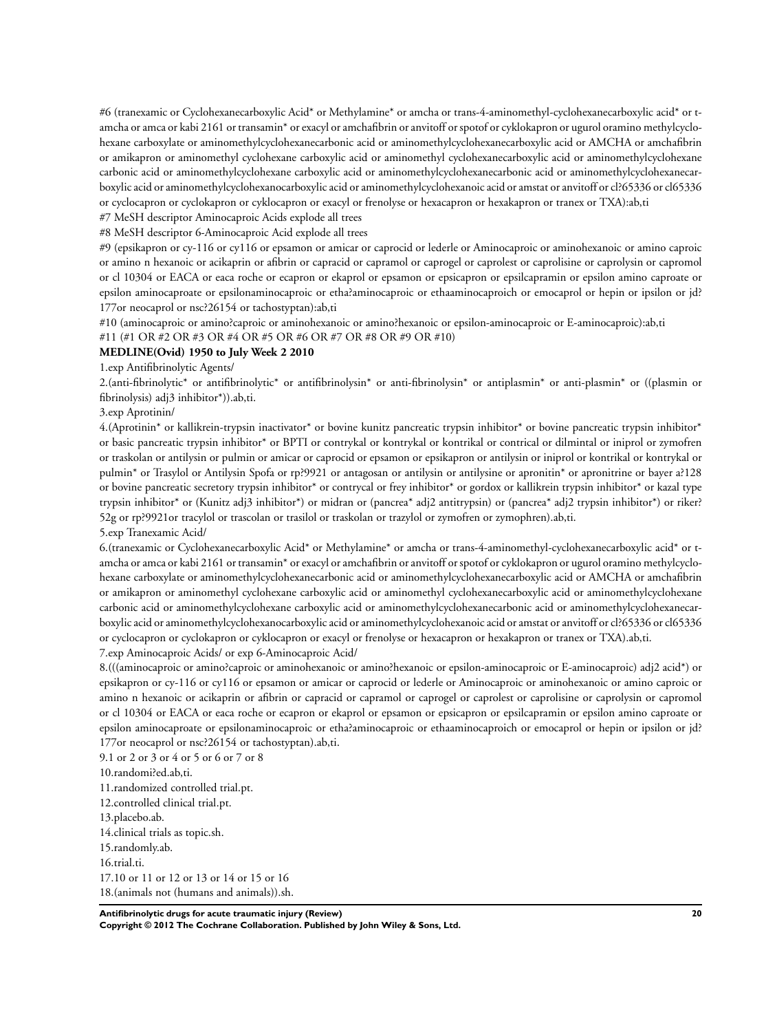#6 (tranexamic or Cyclohexanecarboxylic Acid* or Methylamine* or amcha or trans-4-aminomethyl-cyclohexanecarboxylic acid* or t-amcha or amca or kabi 2161 or transamin* or exacyl or amchafibrin or anvitoff or spotof or cyklokapron or ugurol oramino methylcyclohexane carboxylate or aminomethylcyclohexanecarbonic acid or aminomethylcyclohexanecarboxylic acid or AMCHA or amchafibrin or amikapron or aminomethyl cyclohexane carboxylic acid or aminomethyl cyclohexanecarboxylic acid or aminomethylcyclohexane carbonic acid or aminomethylcyclohexane carboxylic acid or aminomethylcyclohexanecarbonic acid or aminomethylcyclohexanecarboxylic acid or aminomethylcyclohexanocarboxylic acid or aminomethylcyclohexanoic acid or amstat or anvitoff or cl?65336 or cl65336 or cyclocapron or cyclokapron or cyklocapron or exacyl or frenolyse or hexacapron or hexakapron or tranex or TXA):ab,ti

#7 MeSH descriptor Aminocaproic Acids explode all trees

#8 MeSH descriptor 6-Aminocaproic Acid explode all trees

#9 (epsikapron or cy-116 or cy116 or epsamon or amicar or caprocid or lederle or Aminocaproic or aminohexanoic or amino caproic or amino n hexanoic or acikaprin or afibrin or capracid or capramol or caprogel or caprolest or caprolisine or caprolysin or capromol or cl 10304 or EACA or eaca roche or ecapron or ekaprol or epsamon or epsicapron or epsilcapramin or epsilon amino caproate or epsilon aminocaproate or epsilonaminocaproic or etha?aminocaproic or ethaaminocaproich or emocaprol or hepin or ipsilon or jd?177or neocaprol or nsc?26154 or tachostyptan):ab,ti

#10 (aminocaproic or amino?caproic or aminohexanoic or amino?hexanoic or epsilon-aminocaproic or E-aminocaproic):ab,ti

#11 (#1 OR #2 OR #3 OR #4 OR #5 OR #6 OR #7 OR #8 OR #9 OR #10)

**MEDLINE(Ovid) 1950 to July Week 2 2010**

1.exp Antifibrinolytic Agents/

2.(anti-fibrinolytic* or antifibrinolytic* or antifibrinolysin* or anti-fibrinolysin* or antiplasmin* or anti-plasmin* or ((plasmin or fibrinolysis) adj3 inhibitor*)).ab,ti.

3.exp Aprotinin/

4.(Aprotinin* or kallikrein-trypsin inactivator* or bovine kunitz pancreatic trypsin inhibitor* or bovine pancreatic trypsin inhibitor* or basic pancreatic trypsin inhibitor* or BPTI or contrykal or kontrykal or kontrikal or contrical or dilmintal or iniprol or zymofren or traskolan or antilysin or pulmin or amicar or caprocid or epsamon or epsikapron or antilysin or iniprol or kontrikal or kontrykal or pulmin* or Trasylol or Antilysin Spofa or rp?9921 or antagosan or antilysin or antilysine or apronitin* or apronitrine or bayer a?128 or bovine pancreatic secretory trypsin inhibitor* or contrycal or frey inhibitor* or gordox or kallikrein trypsin inhibitor* or kazal type trypsin inhibitor* or (Kunitz adj3 inhibitor*) or midran or (pancrea* adj2 antitrypsin) or (pancrea* adj2 trypsin inhibitor*) or riker?52g or rp?9921or tracylol or trascolan or trasilol or traskolan or trazylol or zymofren or zymophren).ab,ti.

5.exp Tranexamic Acid/

6.(tranexamic or Cyclohexanecarboxylic Acid* or Methylamine* or amcha or trans-4-aminomethyl-cyclohexanecarboxylic acid* or t-amcha or amca or kabi 2161 or transamin* or exacyl or amchafibrin or anvitoff or spotof or cyklokapron or ugurol oramino methylcyclohexane carboxylate or aminomethylcyclohexanecarbonic acid or aminomethylcyclohexanecarboxylic acid or AMCHA or amchafibrin or amikapron or aminomethyl cyclohexane carboxylic acid or aminomethyl cyclohexanecarboxylic acid or aminomethylcyclohexane carbonic acid or aminomethylcyclohexane carboxylic acid or aminomethylcyclohexanecarbonic acid or aminomethylcyclohexanecarboxylic acid or aminomethylcyclohexanocarboxylic acid or aminomethylcyclohexanoic acid or amstat or anvitoff or cl?65336 or cl65336 or cyclocapron or cyclokapron or cyklocapron or exacyl or frenolyse or hexacapron or hexakapron or tranex or TXA).ab,ti.

7.exp Aminocaproic Acids/ or exp 6-Aminocaproic Acid/

8.(((aminocaproic or amino?caproic or aminohexanoic or amino?hexanoic or epsilon-aminocaproic or E-aminocaproic) adj2 acid*) or epsikapron or cy-116 or cy116 or epsamon or amicar or caprocid or lederle or Aminocaproic or aminohexanoic or amino caproic or amino n hexanoic or acikaprin or afibrin or capracid or capramol or caprogel or caprolest or caprolisine or caprolysin or capromol or cl 10304 or EACA or eaca roche or ecapron or ekaprol or epsamon or epsicapron or epsilcapramin or epsilon amino caproate or epsilon aminocaproate or epsilonaminocaproic or etha?aminocaproic or ethaaminocaproich or emocaprol or hepin or ipsilon or jd?177or neocaprol or nsc?26154 or tachostyptan).ab,ti.

9.1 or 2 or 3 or 4 or 5 or 6 or 7 or 8

10.randomi?ed.ab,ti.

11.randomized controlled trial.pt.

12.controlled clinical trial.pt.

13.placebo.ab.

14.clinical trials as topic.sh.

15.randomly.ab.

16.trial.ti.

17.10 or 11 or 12 or 13 or 14 or 15 or 16

18.(animals not (humans and animals)).sh.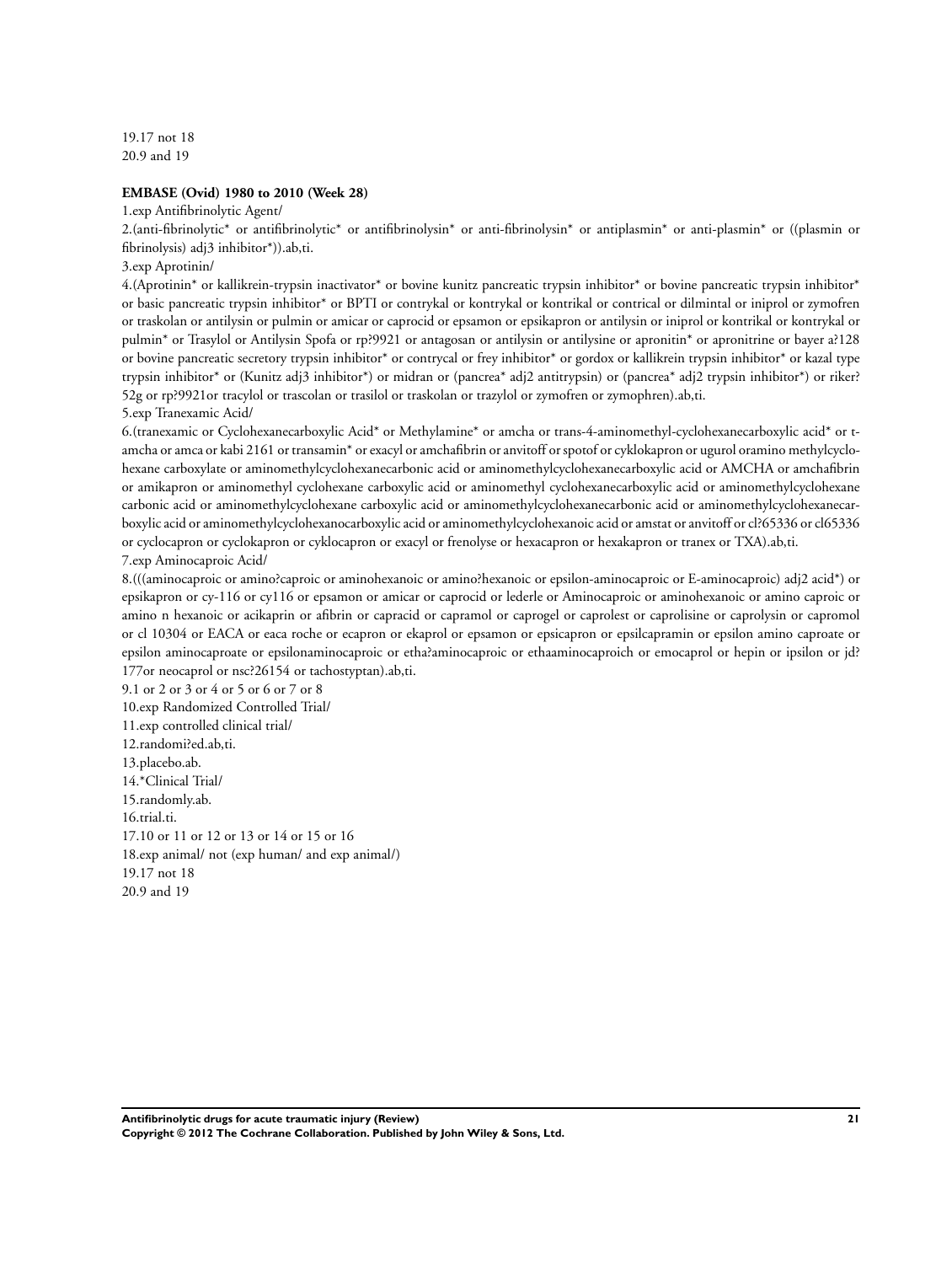19.17 not 18
20.9 and 19

**EMBASE (Ovid) 1980 to 2010 (Week 28)**

1.exp Antifibrinolytic Agent/
2.(anti-fibrinolytic* or antifibrinolytic* or antifibrinolysin* or anti-fibrinolysin* or antiplasmin* or anti-plasmin* or ((plasmin or fibrinolysis) adj3 inhibitor*)).ab,ti.
3.exp Aprotinin/
4.(Aprotinin* or kallikrein-trypsin inactivator* or bovine kunitz pancreatic trypsin inhibitor* or bovine pancreatic trypsin inhibitor* or basic pancreatic trypsin inhibitor* or BPTI or contrykal or kontrykal or kontrikal or contrical or dilmintal or iniprol or zymofren or traskolan or antilysin or pulmin or amicar or caprocid or epsamon or epsikapron or antilysin or iniprol or kontrikal or kontrykal or pulmin* or Trasylol or Antilysin Spofa or rp?9921 or antagosan or antilysin or antilysine or apronitin* or apronitrine or bayer a?128 or bovine pancreatic secretory trypsin inhibitor* or contrycal or frey inhibitor* or gordox or kallikrein trypsin inhibitor* or kazal type trypsin inhibitor* or (Kunitz adj3 inhibitor*) or midran or (pancrea* adj2 antitrypsin) or (pancrea* adj2 trypsin inhibitor*) or riker? 52g or rp?9921or tracylol or trascolan or trasilol or traskolan or trazylol or zymofren or zymophren).ab,ti.
5.exp Tranexamic Acid/
6.(tranexamic or Cyclohexanecarboxylic Acid* or Methylamine* or amcha or trans-4-aminomethyl-cyclohexanecarboxylic acid* or t-amcha or amca or kabi 2161 or transamin* or exacyl or amchafibrin or anvitoff or spotof or cyklokapron or ugurol oramino methylcyclohexane carboxylate or aminomethylcyclohexanecarbonic acid or aminomethylcyclohexanecarboxylic acid or AMCHA or amchafibrin or amikapron or aminomethyl cyclohexane carboxylic acid or aminomethyl cyclohexanecarboxylic acid or aminomethylcyclohexane carbonic acid or aminomethylcyclohexane carboxylic acid or aminomethylcyclohexanecarbonic acid or aminomethylcyclohexanecarboxylic acid or aminomethylcyclohexanocarboxylic acid or aminomethylcyclohexanoic acid or amstat or anvitoff or cl?65336 or cl65336 or cyclocapron or cyclokapron or cyklocapron or exacyl or frenolyse or hexacapron or hexakapron or tranex or TXA).ab,ti.
7.exp Aminocaproic Acid/
8.(((aminocaproic or amino?caproic or aminohexanoic or amino?hexanoic or epsilon-aminocaproic or E-aminocaproic) adj2 acid*) or epsikapron or cy-116 or cy116 or epsamon or amicar or caprocid or lederle or Aminocaproic or aminohexanoic or amino caproic or amino n hexanoic or acikaprin or afibrin or capracid or capramol or caprogel or caprolest or caprolisine or caprolysin or capromol or cl 10304 or EACA or eaca roche or ecapron or ekaprol or epsamon or epsicapron or epsilcapramin or epsilon amino caproate or epsilon aminocaproate or epsilonaminocaproic or etha?aminocaproic or ethaaminocaproich or emocaprol or hepin or ipsilon or jd? 177or neocaprol or nsc?26154 or tachostyptan).ab,ti.
9.1 or 2 or 3 or 4 or 5 or 6 or 7 or 8
10.exp Randomized Controlled Trial/
11.exp controlled clinical trial/
12.randomi?ed.ab,ti.
13.placebo.ab.
14.*Clinical Trial/
15.randomly.ab.
16.trial.ti.
17.10 or 11 or 12 or 13 or 14 or 15 or 16
18.exp animal/ not (exp human/ and exp animal/)
19.17 not 18
20.9 and 19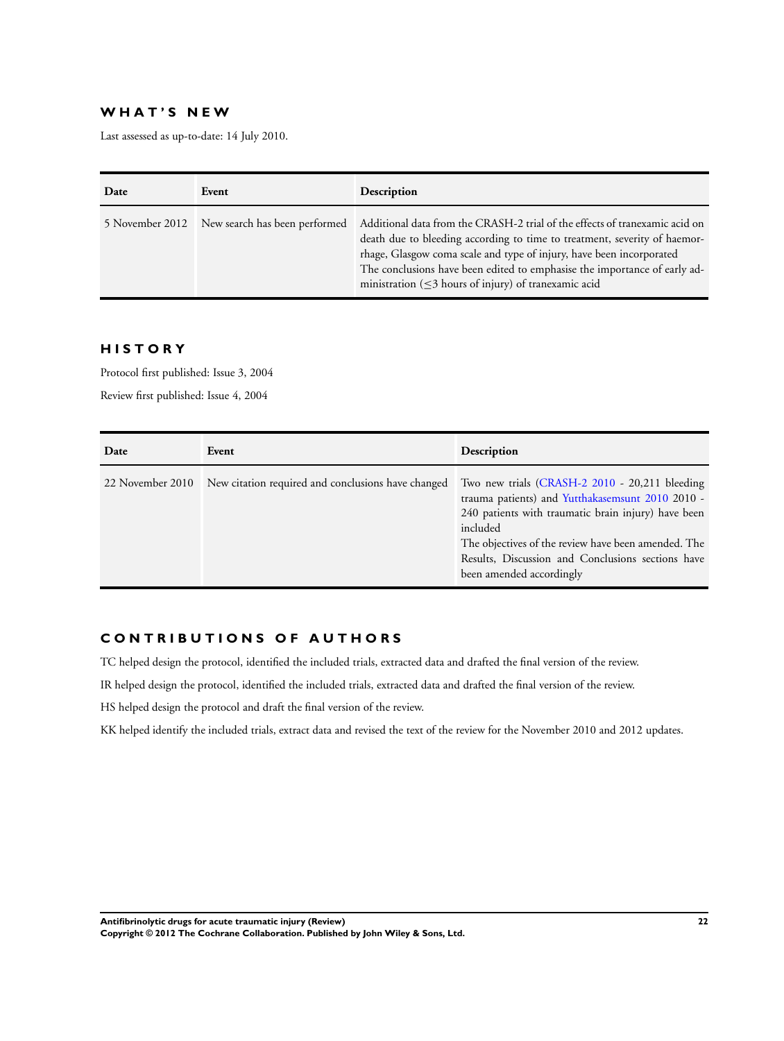## WHAT'S NEW

Last assessed as up-to-date: 14 July 2010.

| Date | Event | Description |
|---|---|---|
| 5 November 2012 | New search has been performed | Additional data from the CRASH-2 trial of the effects of tranexamic acid on death due to bleeding according to time to treatment, severity of haemorrhage, Glasgow coma scale and type of injury, have been incorporated<br>The conclusions have been edited to emphasise the importance of early administration (≤3 hours of injury) of tranexamic acid |

## HISTORY

Protocol first published: Issue 3, 2004

Review first published: Issue 4, 2004

| Date | Event | Description |
|---|---|---|
| 22 November 2010 | New citation required and conclusions have changed | Two new trials (CRASH-2 2010 - 20,211 bleeding trauma patients) and Yutthakasemsunt 2010 2010 - 240 patients with traumatic brain injury) have been included<br>The objectives of the review have been amended. The Results, Discussion and Conclusions sections have been amended accordingly |

## CONTRIBUTIONS OF AUTHORS

TC helped design the protocol, identified the included trials, extracted data and drafted the final version of the review.

IR helped design the protocol, identified the included trials, extracted data and drafted the final version of the review.

HS helped design the protocol and draft the final version of the review.

KK helped identify the included trials, extract data and revised the text of the review for the November 2010 and 2012 updates.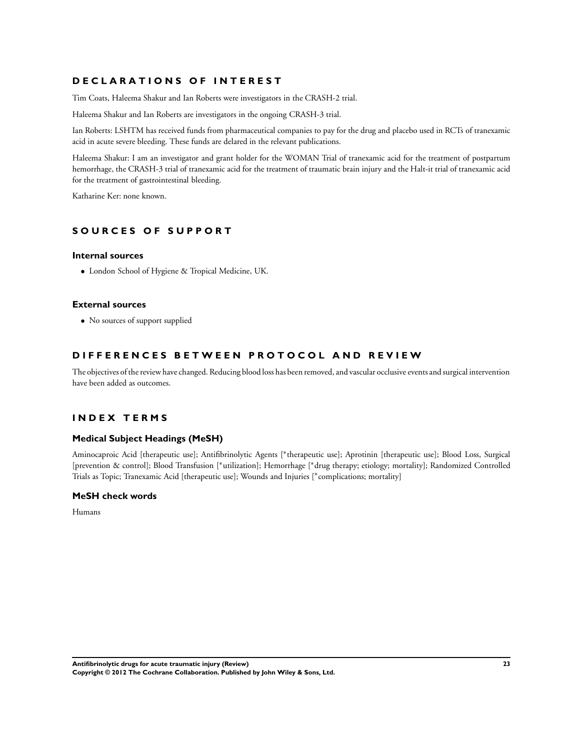## DECLARATIONS OF INTEREST

Tim Coats, Haleema Shakur and Ian Roberts were investigators in the CRASH-2 trial.

Haleema Shakur and Ian Roberts are investigators in the ongoing CRASH-3 trial.

Ian Roberts: LSHTM has received funds from pharmaceutical companies to pay for the drug and placebo used in RCTs of tranexamic acid in acute severe bleeding. These funds are delared in the relevant publications.

Haleema Shakur: I am an investigator and grant holder for the WOMAN Trial of tranexamic acid for the treatment of postpartum hemorrhage, the CRASH-3 trial of tranexamic acid for the treatment of traumatic brain injury and the Halt-it trial of tranexamic acid for the treatment of gastrointestinal bleeding.

Katharine Ker: none known.

## SOURCES OF SUPPORT

### Internal sources

- London School of Hygiene & Tropical Medicine, UK.

### External sources

- No sources of support supplied

## DIFFERENCES BETWEEN PROTOCOL AND REVIEW

The objectives of the review have changed. Reducing blood loss has been removed, and vascular occlusive events and surgical intervention have been added as outcomes.

## INDEX TERMS

### Medical Subject Headings (MeSH)

Aminocaproic Acid [therapeutic use]; Antifibrinolytic Agents [*therapeutic use]; Aprotinin [therapeutic use]; Blood Loss, Surgical [prevention & control]; Blood Transfusion [*utilization]; Hemorrhage [*drug therapy; etiology; mortality]; Randomized Controlled Trials as Topic; Tranexamic Acid [therapeutic use]; Wounds and Injuries [*complications; mortality]

### MeSH check words

Humans